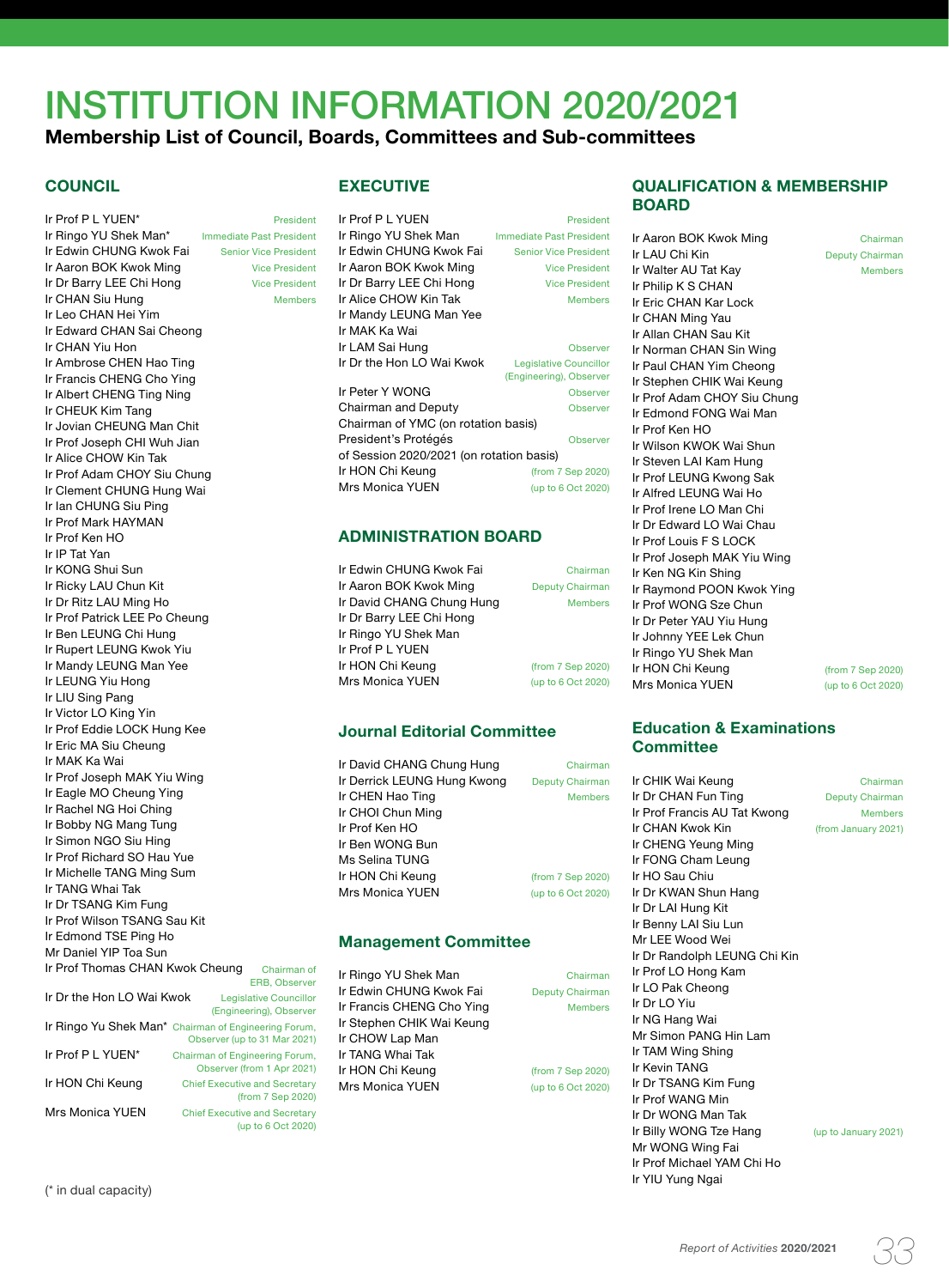# INSTITUTION INFORMATION 2020/2021

**Membership List of Council, Boards, Committees and Sub-committees**

## COUNCIL

| Name | Role |
|---|---|
| Ir Prof P L YUEN* | President |
| Ir Ringo YU Shek Man* | Immediate Past President |
| Ir Edwin CHUNG Kwok Fai | Senior Vice President |
| Ir Aaron BOK Kwok Ming | Vice President |
| Ir Dr Barry LEE Chi Hong | Vice President |
| Ir CHAN Siu Hung | Members |
| Ir Leo CHAN Hei Yim | |
| Ir Edward CHAN Sai Cheong | |
| Ir CHAN Yiu Hon | |
| Ir Ambrose CHEN Hao Ting | |
| Ir Francis CHENG Cho Ying | |
| Ir Albert CHENG Ting Ning | |
| Ir CHEUK Kim Tang | |
| Ir Jovian CHEUNG Man Chit | |
| Ir Prof Joseph CHI Wuh Jian | |
| Ir Alice CHOW Kin Tak | |
| Ir Prof Adam CHOY Siu Chung | |
| Ir Clement CHUNG Hung Wai | |
| Ir Ian CHUNG Siu Ping | |
| Ir Prof Mark HAYMAN | |
| Ir Prof Ken HO | |
| Ir IP Tat Yan | |
| Ir KONG Shui Sun | |
| Ir Ricky LAU Chun Kit | |
| Ir Dr Ritz LAU Ming Ho | |
| Ir Prof Patrick LEE Po Cheung | |
| Ir Ben LEUNG Chi Hung | |
| Ir Rupert LEUNG Kwok Yiu | |
| Ir Mandy LEUNG Man Yee | |
| Ir LEUNG Yiu Hong | |
| Ir LIU Sing Pang | |
| Ir Victor LO King Yin | |
| Ir Prof Eddie LOCK Hung Kee | |
| Ir Eric MA Siu Cheung | |
| Ir MAK Ka Wai | |
| Ir Prof Joseph MAK Yiu Wing | |
| Ir Eagle MO Cheung Ying | |
| Ir Rachel NG Hoi Ching | |
| Ir Bobby NG Mang Tung | |
| Ir Simon NGO Siu Hing | |
| Ir Prof Richard SO Hau Yue | |
| Ir Michelle TANG Ming Sum | |
| Ir TANG Whai Tak | |
| Ir Dr TSANG Kim Fung | |
| Ir Prof Wilson TSANG Sau Kit | |
| Ir Edmond TSE Ping Ho | |
| Mr Daniel YIP Toa Sun | |
| Ir Prof Thomas CHAN Kwok Cheung | Chairman of ERB, Observer |
| Ir Dr the Hon LO Wai Kwok | Legislative Councillor (Engineering), Observer |
| Ir Ringo Yu Shek Man* | Chairman of Engineering Forum, Observer (up to 31 Mar 2021) |
| Ir Prof P L YUEN* | Chairman of Engineering Forum, Observer (from 1 Apr 2021) |
| Ir HON Chi Keung | Chief Executive and Secretary (from 7 Sep 2020) |
| Mrs Monica YUEN | Chief Executive and Secretary (up to 6 Oct 2020) |

(* in dual capacity)

## EXECUTIVE

| Name | Role |
|---|---|
| Ir Prof P L YUEN | President |
| Ir Ringo YU Shek Man | Immediate Past President |
| Ir Edwin CHUNG Kwok Fai | Senior Vice President |
| Ir Aaron BOK Kwok Ming | Vice President |
| Ir Dr Barry LEE Chi Hong | Vice President |
| Ir Alice CHOW Kin Tak | Members |
| Ir Mandy LEUNG Man Yee | |
| Ir MAK Ka Wai | |
| Ir LAM Sai Hung | Observer |
| Ir Dr the Hon LO Wai Kwok | Legislative Councillor (Engineering), Observer |
| Ir Peter Y WONG | Observer |
| Chairman and Deputy Chairman of YMC (on rotation basis) | Observer |
| President's Protégés of Session 2020/2021 (on rotation basis) | Observer |
| Ir HON Chi Keung | (from 7 Sep 2020) |
| Mrs Monica YUEN | (up to 6 Oct 2020) |

## ADMINISTRATION BOARD

| Name | Role |
|---|---|
| Ir Edwin CHUNG Kwok Fai | Chairman |
| Ir Aaron BOK Kwok Ming | Deputy Chairman |
| Ir David CHANG Chung Hung | Members |
| Ir Dr Barry LEE Chi Hong | |
| Ir Ringo YU Shek Man | |
| Ir Prof P L YUEN | |
| Ir HON Chi Keung | (from 7 Sep 2020) |
| Mrs Monica YUEN | (up to 6 Oct 2020) |

## Journal Editorial Committee

| Name | Role |
|---|---|
| Ir David CHANG Chung Hung | Chairman |
| Ir Derrick LEUNG Hung Kwong | Deputy Chairman |
| Ir CHEN Hao Ting | Members |
| Ir CHOI Chun Ming | |
| Ir Prof Ken HO | |
| Ir Ben WONG Bun | |
| Ms Selina TUNG | |
| Ir HON Chi Keung | (from 7 Sep 2020) |
| Mrs Monica YUEN | (up to 6 Oct 2020) |

## Management Committee

| Name | Role |
|---|---|
| Ir Ringo YU Shek Man | Chairman |
| Ir Edwin CHUNG Kwok Fai | Deputy Chairman |
| Ir Francis CHENG Cho Ying | Members |
| Ir Stephen CHIK Wai Keung | |
| Ir CHOW Lap Man | |
| Ir TANG Whai Tak | |
| Ir HON Chi Keung | (from 7 Sep 2020) |
| Mrs Monica YUEN | (up to 6 Oct 2020) |

## QUALIFICATION & MEMBERSHIP BOARD

| Name | Role |
|---|---|
| Ir Aaron BOK Kwok Ming | Chairman |
| Ir LAU Chi Kin | Deputy Chairman |
| Ir Walter AU Tat Kay | Members |
| Ir Philip K S CHAN | |
| Ir Eric CHAN Kar Lock | |
| Ir CHAN Ming Yau | |
| Ir Allan CHAN Sau Kit | |
| Ir Norman CHAN Sin Wing | |
| Ir Paul CHAN Yim Cheong | |
| Ir Stephen CHIK Wai Keung | |
| Ir Prof Adam CHOY Siu Chung | |
| Ir Edmond FONG Wai Man | |
| Ir Prof Ken HO | |
| Ir Wilson KWOK Wai Shun | |
| Ir Steven LAI Kam Hung | |
| Ir Prof LEUNG Kwong Sak | |
| Ir Alfred LEUNG Wai Ho | |
| Ir Prof Irene LO Man Chi | |
| Ir Dr Edward LO Wai Chau | |
| Ir Prof Louis F S LOCK | |
| Ir Prof Joseph MAK Yiu Wing | |
| Ir Ken NG Kin Shing | |
| Ir Raymond POON Kwok Ying | |
| Ir Prof WONG Sze Chun | |
| Ir Dr Peter YAU Yiu Hung | |
| Ir Johnny YEE Lek Chun | |
| Ir Ringo YU Shek Man | |
| Ir HON Chi Keung | (from 7 Sep 2020) |
| Mrs Monica YUEN | (up to 6 Oct 2020) |

## Education & Examinations Committee

| Name | Role |
|---|---|
| Ir CHIK Wai Keung | Chairman |
| Ir Dr CHAN Fun Ting | Deputy Chairman |
| Ir Prof Francis AU Tat Kwong | Members |
| Ir CHAN Kwok Kin | (from January 2021) |
| Ir CHENG Yeung Ming | |
| Ir FONG Cham Leung | |
| Ir HO Sau Chiu | |
| Ir Dr KWAN Shun Hang | |
| Ir Dr LAI Hung Kit | |
| Ir Benny LAI Siu Lun | |
| Mr LEE Wood Wei | |
| Ir Dr Randolph LEUNG Chi Kin | |
| Ir Prof LO Hong Kam | |
| Ir LO Pak Cheong | |
| Ir Dr LO Yiu | |
| Ir NG Hang Wai | |
| Mr Simon PANG Hin Lam | |
| Ir TAM Wing Shing | |
| Ir Kevin TANG | |
| Ir Dr TSANG Kim Fung | |
| Ir Prof WANG Min | |
| Ir Dr WONG Man Tak | |
| Ir Billy WONG Tze Hang | (up to January 2021) |
| Mr WONG Wing Fai | |
| Ir Prof Michael YAM Chi Ho | |
| Ir YIU Yung Ngai | |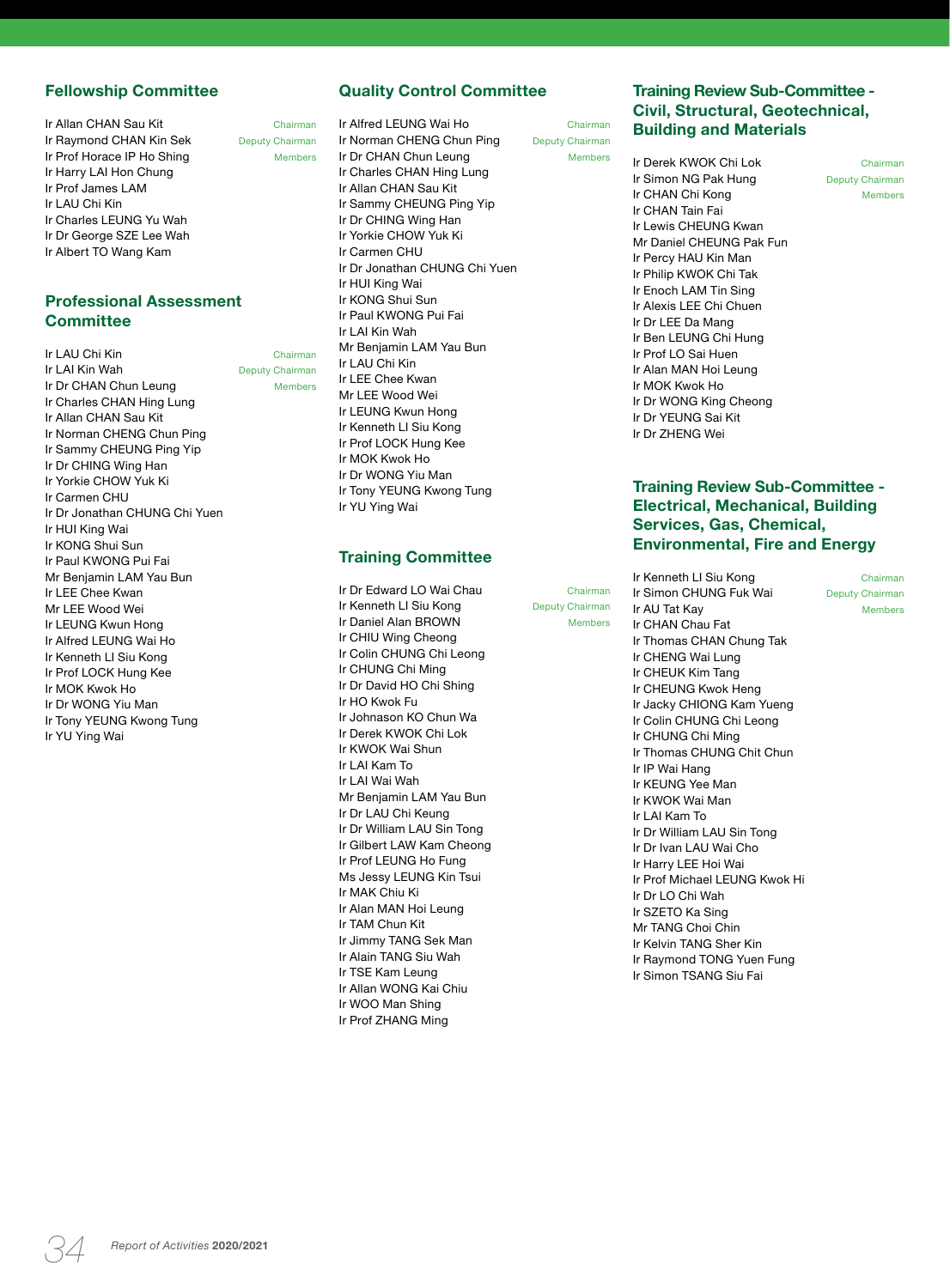## Fellowship Committee

Ir Allan CHAN Sau Kit — Chairman
Ir Raymond CHAN Kin Sek — Deputy Chairman
Members:
Ir Prof Horace IP Ho Shing
Ir Harry LAI Hon Chung
Ir Prof James LAM
Ir LAU Chi Kin
Ir Charles LEUNG Yu Wah
Ir Dr George SZE Lee Wah
Ir Albert TO Wang Kam

## Professional Assessment Committee

Ir LAU Chi Kin — Chairman
Ir LAI Kin Wah — Deputy Chairman
Members:
Ir Dr CHAN Chun Leung
Ir Charles CHAN Hing Lung
Ir Allan CHAN Sau Kit
Ir Norman CHENG Chun Ping
Ir Sammy CHEUNG Ping Yip
Ir Dr CHING Wing Han
Ir Yorkie CHOW Yuk Ki
Ir Carmen CHU
Ir Dr Jonathan CHUNG Chi Yuen
Ir HUI King Wai
Ir KONG Shui Sun
Ir Paul KWONG Pui Fai
Mr Benjamin LAM Yau Bun
Ir LEE Chee Kwan
Mr LEE Wood Wei
Ir LEUNG Kwun Hong
Ir Alfred LEUNG Wai Ho
Ir Kenneth LI Siu Kong
Ir Prof LOCK Hung Kee
Ir MOK Kwok Ho
Ir Dr WONG Yiu Man
Ir Tony YEUNG Kwong Tung
Ir YU Ying Wai

## Quality Control Committee

Ir Alfred LEUNG Wai Ho — Chairman
Ir Norman CHENG Chun Ping — Deputy Chairman
Members:
Ir Dr CHAN Chun Leung
Ir Charles CHAN Hing Lung
Ir Allan CHAN Sau Kit
Ir Sammy CHEUNG Ping Yip
Ir Dr CHING Wing Han
Ir Yorkie CHOW Yuk Ki
Ir Carmen CHU
Ir Dr Jonathan CHUNG Chi Yuen
Ir HUI King Wai
Ir KONG Shui Sun
Ir Paul KWONG Pui Fai
Ir LAI Kin Wah
Mr Benjamin LAM Yau Bun
Ir LAU Chi Kin
Ir LEE Chee Kwan
Mr LEE Wood Wei
Ir LEUNG Kwun Hong
Ir Kenneth LI Siu Kong
Ir Prof LOCK Hung Kee
Ir MOK Kwok Ho
Ir Dr WONG Yiu Man
Ir Tony YEUNG Kwong Tung
Ir YU Ying Wai

## Training Committee

Ir Dr Edward LO Wai Chau — Chairman
Ir Kenneth LI Siu Kong — Deputy Chairman
Members:
Ir Daniel Alan BROWN
Ir CHIU Wing Cheong
Ir Colin CHUNG Chi Leong
Ir CHUNG Chi Ming
Ir Dr David HO Chi Shing
Ir HO Kwok Fu
Ir Johnason KO Chun Wa
Ir Derek KWOK Chi Lok
Ir KWOK Wai Shun
Ir LAI Kam To
Ir LAI Wai Wah
Mr Benjamin LAM Yau Bun
Ir Dr LAU Chi Keung
Ir Dr William LAU Sin Tong
Ir Gilbert LAW Kam Cheong
Ir Prof LEUNG Ho Fung
Ms Jessy LEUNG Kin Tsui
Ir MAK Chiu Ki
Ir Alan MAN Hoi Leung
Ir TAM Chun Kit
Ir Jimmy TANG Sek Man
Ir Alain TANG Siu Wah
Ir TSE Kam Leung
Ir Allan WONG Kai Chiu
Ir WOO Man Shing
Ir Prof ZHANG Ming

## Training Review Sub-Committee - Civil, Structural, Geotechnical, Building and Materials

Ir Derek KWOK Chi Lok — Chairman
Ir Simon NG Pak Hung — Deputy Chairman
Members:
Ir CHAN Chi Kong
Ir CHAN Tain Fai
Ir Lewis CHEUNG Kwan
Mr Daniel CHEUNG Pak Fun
Ir Percy HAU Kin Man
Ir Philip KWOK Chi Tak
Ir Enoch LAM Tin Sing
Ir Alexis LEE Chi Chuen
Ir Dr LEE Da Mang
Ir Ben LEUNG Chi Hung
Ir Prof LO Sai Huen
Ir Alan MAN Hoi Leung
Ir MOK Kwok Ho
Ir Dr WONG King Cheong
Ir Dr YEUNG Sai Kit
Ir Dr ZHENG Wei

## Training Review Sub-Committee - Electrical, Mechanical, Building Services, Gas, Chemical, Environmental, Fire and Energy

Ir Kenneth LI Siu Kong — Chairman
Ir Simon CHUNG Fuk Wai — Deputy Chairman
Members:
Ir AU Tat Kay
Ir CHAN Chau Fat
Ir Thomas CHAN Chung Tak
Ir CHENG Wai Lung
Ir CHEUK Kim Tang
Ir CHEUNG Kwok Heng
Ir Jacky CHIONG Kam Yueng
Ir Colin CHUNG Chi Leong
Ir CHUNG Chi Ming
Ir Thomas CHUNG Chit Chun
Ir IP Wai Hang
Ir KEUNG Yee Man
Ir KWOK Wai Man
Ir LAI Kam To
Ir Dr William LAU Sin Tong
Ir Dr Ivan LAU Wai Cho
Ir Harry LEE Hoi Wai
Ir Prof Michael LEUNG Kwok Hi
Ir Dr LO Chi Wah
Ir SZETO Ka Sing
Mr TANG Choi Chin
Ir Kelvin TANG Sher Kin
Ir Raymond TONG Yuen Fung
Ir Simon TSANG Siu Fai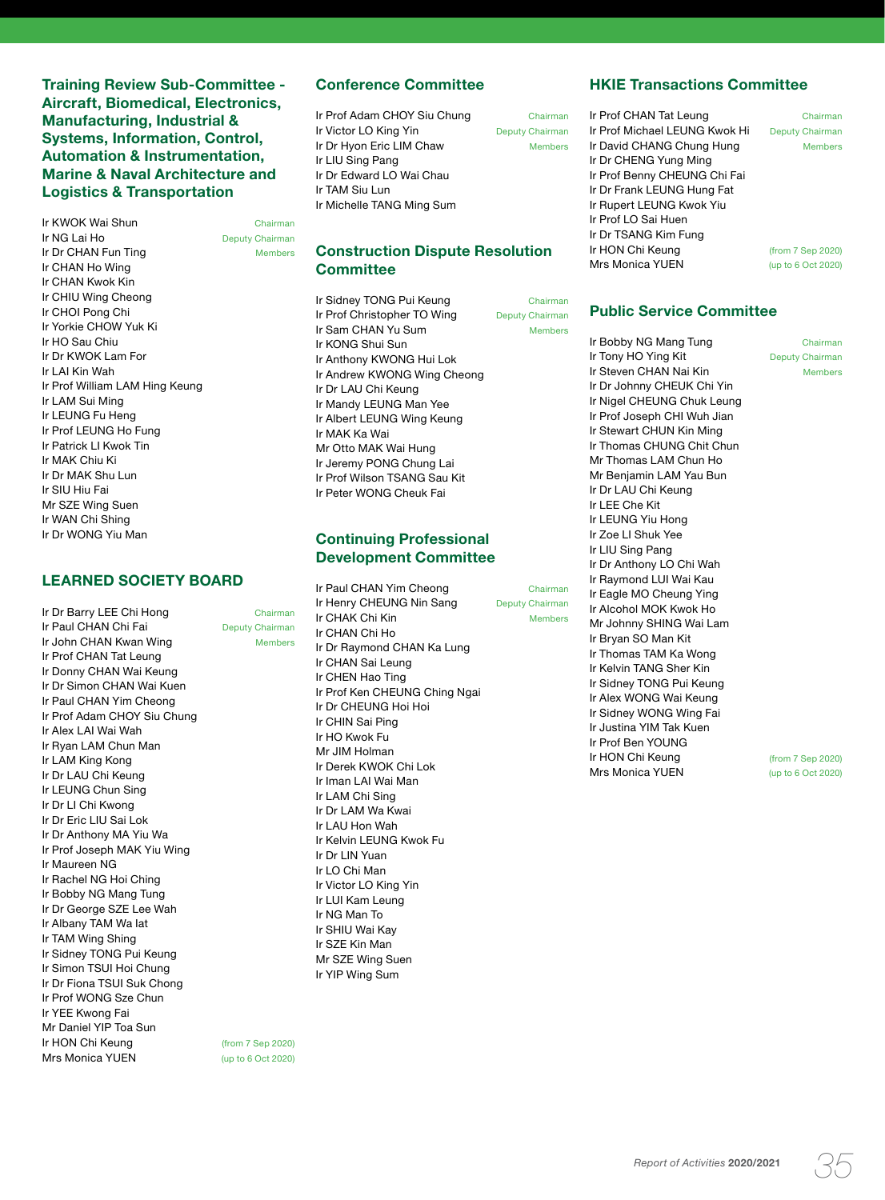## Training Review Sub-Committee - Aircraft, Biomedical, Electronics, Manufacturing, Industrial & Systems, Information, Control, Automation & Instrumentation, Marine & Naval Architecture and Logistics & Transportation

Ir KWOK Wai Shun — Chairman
Ir NG Lai Ho — Deputy Chairman
Ir Dr CHAN Fun Ting — Members
Ir CHAN Ho Wing
Ir CHAN Kwok Kin
Ir CHIU Wing Cheong
Ir CHOI Pong Chi
Ir Yorkie CHOW Yuk Ki
Ir HO Sau Chiu
Ir Dr KWOK Lam For
Ir LAI Kin Wah
Ir Prof William LAM Hing Keung
Ir LAM Sui Ming
Ir LEUNG Fu Heng
Ir Prof LEUNG Ho Fung
Ir Patrick LI Kwok Tin
Ir MAK Chiu Ki
Ir Dr MAK Shu Lun
Ir SIU Hiu Fai
Mr SZE Wing Suen
Ir WAN Chi Shing
Ir Dr WONG Yiu Man

## LEARNED SOCIETY BOARD

Ir Dr Barry LEE Chi Hong — Chairman
Ir Paul CHAN Chi Fai — Deputy Chairman
Ir John CHAN Kwan Wing — Members
Ir Prof CHAN Tat Leung
Ir Donny CHAN Wai Keung
Ir Dr Simon CHAN Wai Kuen
Ir Paul CHAN Yim Cheong
Ir Prof Adam CHOY Siu Chung
Ir Alex LAI Wai Wah
Ir Ryan LAM Chun Man
Ir LAM King Kong
Ir Dr LAU Chi Keung
Ir LEUNG Chun Sing
Ir Dr LI Chi Kwong
Ir Dr Eric LIU Sai Lok
Ir Dr Anthony MA Yiu Wa
Ir Prof Joseph MAK Yiu Wing
Ir Maureen NG
Ir Rachel NG Hoi Ching
Ir Bobby NG Mang Tung
Ir Dr George SZE Lee Wah
Ir Albany TAM Wa lat
Ir TAM Wing Shing
Ir Sidney TONG Pui Keung
Ir Simon TSUI Hoi Chung
Ir Dr Fiona TSUI Suk Chong
Ir Prof WONG Sze Chun
Ir YEE Kwong Fai
Mr Daniel YIP Toa Sun
Ir HON Chi Keung (from 7 Sep 2020)
Mrs Monica YUEN (up to 6 Oct 2020)

## Conference Committee

Ir Prof Adam CHOY Siu Chung — Chairman
Ir Victor LO King Yin — Deputy Chairman
Ir Dr Hyon Eric LIM Chaw — Members
Ir LIU Sing Pang
Ir Dr Edward LO Wai Chau
Ir TAM Siu Lun
Ir Michelle TANG Ming Sum

## Construction Dispute Resolution Committee

Ir Sidney TONG Pui Keung — Chairman
Ir Prof Christopher TO Wing — Deputy Chairman
Ir Sam CHAN Yu Sum — Members
Ir KONG Shui Sun
Ir Anthony KWONG Hui Lok
Ir Andrew KWONG Wing Cheong
Ir Dr LAU Chi Keung
Ir Mandy LEUNG Man Yee
Ir Albert LEUNG Wing Keung
Ir MAK Ka Wai
Mr Otto MAK Wai Hung
Ir Jeremy PONG Chung Lai
Ir Prof Wilson TSANG Sau Kit
Ir Peter WONG Cheuk Fai

## Continuing Professional Development Committee

Ir Paul CHAN Yim Cheong — Chairman
Ir Henry CHEUNG Nin Sang — Deputy Chairman
Ir CHAK Chi Kin — Members
Ir CHAN Chi Ho
Ir Dr Raymond CHAN Ka Lung
Ir CHAN Sai Leung
Ir CHEN Hao Ting
Ir Prof Ken CHEUNG Ching Ngai
Ir Dr CHEUNG Hoi Hoi
Ir CHIN Sai Ping
Ir HO Kwok Fu
Mr JIM Holman
Ir Derek KWOK Chi Lok
Ir Iman LAI Wai Man
Ir LAM Chi Sing
Ir Dr LAM Wa Kwai
Ir LAU Hon Wah
Ir Kelvin LEUNG Kwok Fu
Ir Dr LIN Yuan
Ir LO Chi Man
Ir Victor LO King Yin
Ir LUI Kam Leung
Ir NG Man To
Ir SHIU Wai Kay
Ir SZE Kin Man
Mr SZE Wing Suen
Ir YIP Wing Sum

## HKIE Transactions Committee

Ir Prof CHAN Tat Leung — Chairman
Ir Prof Michael LEUNG Kwok Hi — Deputy Chairman
Ir David CHANG Chung Hung — Members
Ir Dr CHENG Yung Ming
Ir Prof Benny CHEUNG Chi Fai
Ir Dr Frank LEUNG Hung Fat
Ir Rupert LEUNG Kwok Yiu
Ir Prof LO Sai Huen
Ir Dr TSANG Kim Fung
Ir HON Chi Keung (from 7 Sep 2020)
Mrs Monica YUEN (up to 6 Oct 2020)

## Public Service Committee

Ir Bobby NG Mang Tung — Chairman
Ir Tony HO Ying Kit — Deputy Chairman
Ir Steven CHAN Nai Kin — Members
Ir Dr Johnny CHEUK Chi Yin
Ir Nigel CHEUNG Chuk Leung
Ir Prof Joseph CHI Wuh Jian
Ir Stewart CHUN Kin Ming
Ir Thomas CHUNG Chit Chun
Mr Thomas LAM Chun Ho
Mr Benjamin LAM Yau Bun
Ir Dr LAU Chi Keung
Ir LEE Che Kit
Ir LEUNG Yiu Hong
Ir Zoe LI Shuk Yee
Ir LIU Sing Pang
Ir Dr Anthony LO Chi Wah
Ir Raymond LUI Wai Kau
Ir Eagle MO Cheung Ying
Ir Alcohol MOK Kwok Ho
Mr Johnny SHING Wai Lam
Ir Bryan SO Man Kit
Ir Thomas TAM Ka Wong
Ir Kelvin TANG Sher Kin
Ir Sidney TONG Pui Keung
Ir Alex WONG Wai Keung
Ir Sidney WONG Wing Fai
Ir Justina YIM Tak Kuen
Ir Prof Ben YOUNG
Ir HON Chi Keung (from 7 Sep 2020)
Mrs Monica YUEN (up to 6 Oct 2020)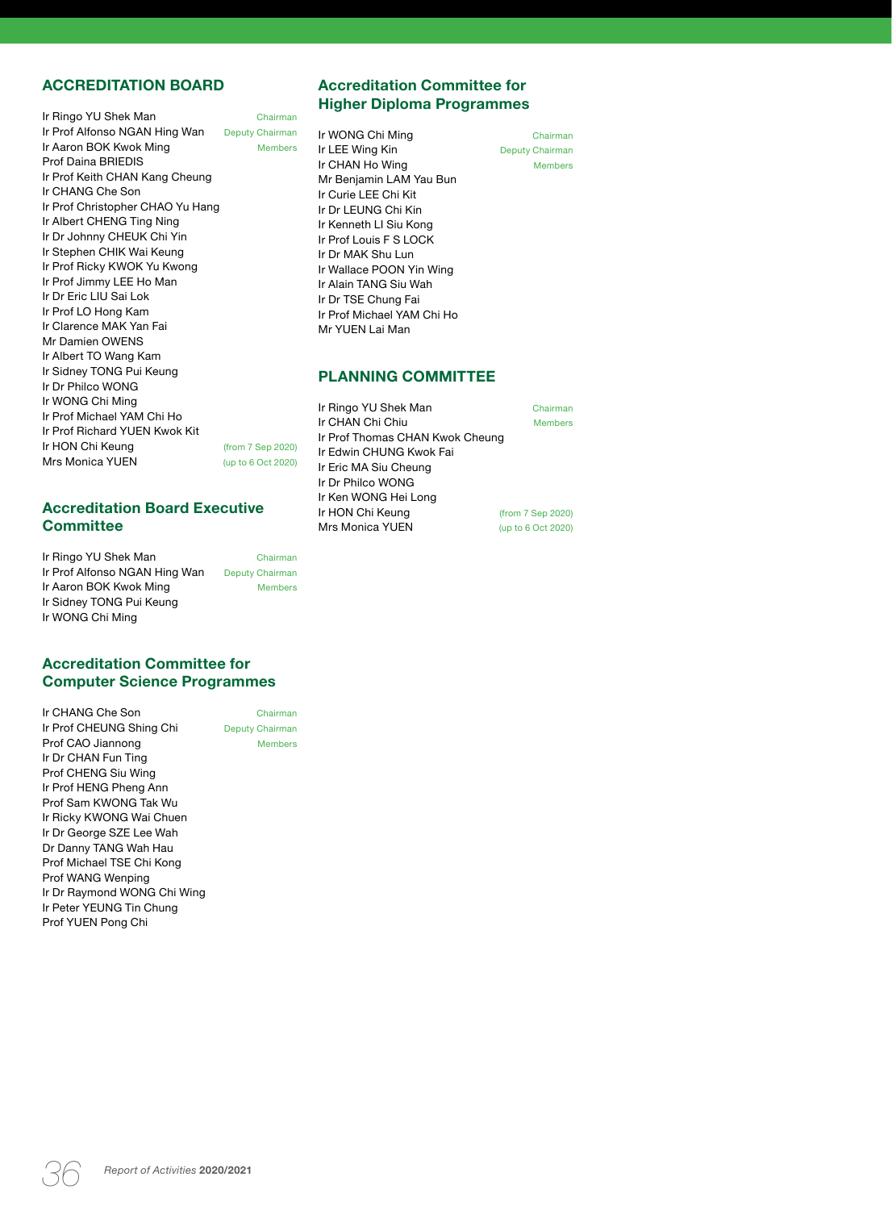## ACCREDITATION BOARD

| Name | Role |
|---|---|
| Ir Ringo YU Shek Man | Chairman |
| Ir Prof Alfonso NGAN Hing Wan | Deputy Chairman |
| Ir Aaron BOK Kwok Ming | Members |
| Prof Daina BRIEDIS | |
| Ir Prof Keith CHAN Kang Cheung | |
| Ir CHANG Che Son | |
| Ir Prof Christopher CHAO Yu Hang | |
| Ir Albert CHENG Ting Ning | |
| Ir Dr Johnny CHEUK Chi Yin | |
| Ir Stephen CHIK Wai Keung | |
| Ir Prof Ricky KWOK Yu Kwong | |
| Ir Prof Jimmy LEE Ho Man | |
| Ir Dr Eric LIU Sai Lok | |
| Ir Prof LO Hong Kam | |
| Ir Clarence MAK Yan Fai | |
| Mr Damien OWENS | |
| Ir Albert TO Wang Kam | |
| Ir Sidney TONG Pui Keung | |
| Ir Dr Philco WONG | |
| Ir WONG Chi Ming | |
| Ir Prof Michael YAM Chi Ho | |
| Ir Prof Richard YUEN Kwok Kit | |
| Ir HON Chi Keung | (from 7 Sep 2020) |
| Mrs Monica YUEN | (up to 6 Oct 2020) |

## Accreditation Board Executive Committee

| Name | Role |
|---|---|
| Ir Ringo YU Shek Man | Chairman |
| Ir Prof Alfonso NGAN Hing Wan | Deputy Chairman |
| Ir Aaron BOK Kwok Ming | Members |
| Ir Sidney TONG Pui Keung | |
| Ir WONG Chi Ming | |

## Accreditation Committee for Computer Science Programmes

| Name | Role |
|---|---|
| Ir CHANG Che Son | Chairman |
| Ir Prof CHEUNG Shing Chi | Deputy Chairman |
| Prof CAO Jiannong | Members |
| Ir Dr CHAN Fun Ting | |
| Prof CHENG Siu Wing | |
| Ir Prof HENG Pheng Ann | |
| Prof Sam KWONG Tak Wu | |
| Ir Ricky KWONG Wai Chuen | |
| Ir Dr George SZE Lee Wah | |
| Dr Danny TANG Wah Hau | |
| Prof Michael TSE Chi Kong | |
| Prof WANG Wenping | |
| Ir Dr Raymond WONG Chi Wing | |
| Ir Peter YEUNG Tin Chung | |
| Prof YUEN Pong Chi | |

## Accreditation Committee for Higher Diploma Programmes

| Name | Role |
|---|---|
| Ir WONG Chi Ming | Chairman |
| Ir LEE Wing Kin | Deputy Chairman |
| Ir CHAN Ho Wing | Members |
| Mr Benjamin LAM Yau Bun | |
| Ir Curie LEE Chi Kit | |
| Ir Dr LEUNG Chi Kin | |
| Ir Kenneth LI Siu Kong | |
| Ir Prof Louis F S LOCK | |
| Ir Dr MAK Shu Lun | |
| Ir Wallace POON Yin Wing | |
| Ir Alain TANG Siu Wah | |
| Ir Dr TSE Chung Fai | |
| Ir Prof Michael YAM Chi Ho | |
| Mr YUEN Lai Man | |

## PLANNING COMMITTEE

| Name | Role |
|---|---|
| Ir Ringo YU Shek Man | Chairman |
| Ir CHAN Chi Chiu | Members |
| Ir Prof Thomas CHAN Kwok Cheung | |
| Ir Edwin CHUNG Kwok Fai | |
| Ir Eric MA Siu Cheung | |
| Ir Dr Philco WONG | |
| Ir Ken WONG Hei Long | |
| Ir HON Chi Keung | (from 7 Sep 2020) |
| Mrs Monica YUEN | (up to 6 Oct 2020) |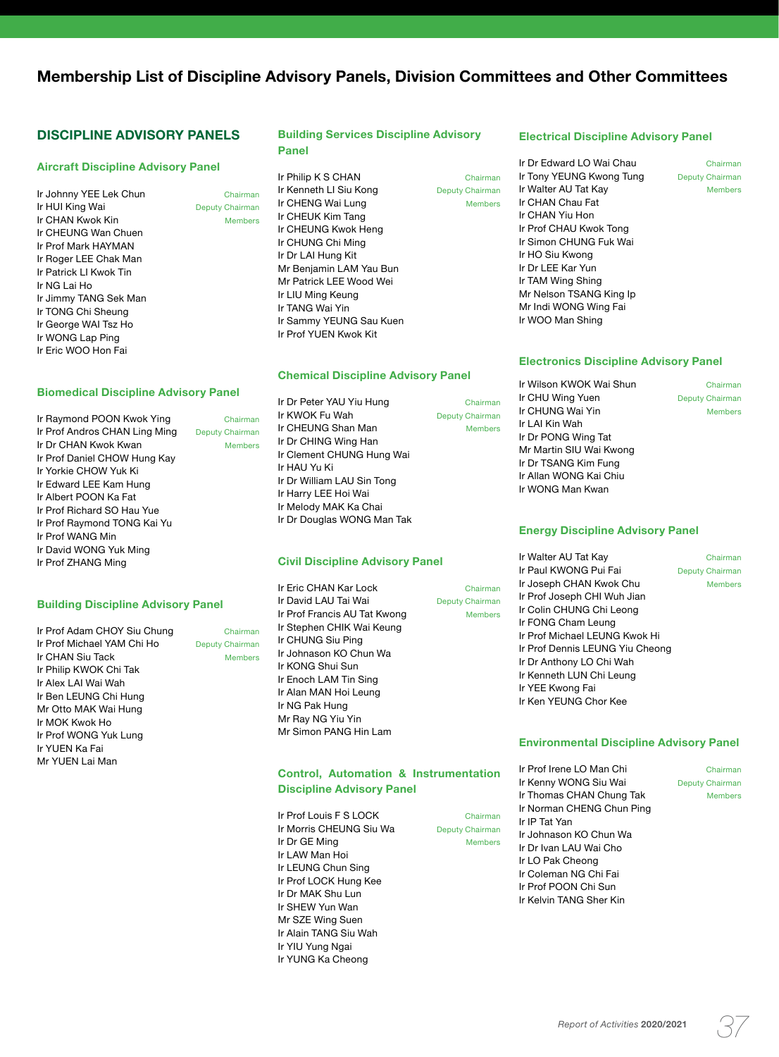# Membership List of Discipline Advisory Panels, Division Committees and Other Committees

## DISCIPLINE ADVISORY PANELS

### Aircraft Discipline Advisory Panel

Ir Johnny YEE Lek Chun — Chairman
Ir HUI King Wai — Deputy Chairman
Ir CHAN Kwok Kin — Members
Ir CHEUNG Wan Chuen
Ir Prof Mark HAYMAN
Ir Roger LEE Chak Man
Ir Patrick LI Kwok Tin
Ir NG Lai Ho
Ir Jimmy TANG Sek Man
Ir TONG Chi Sheung
Ir George WAI Tsz Ho
Ir WONG Lap Ping
Ir Eric WOO Hon Fai

### Biomedical Discipline Advisory Panel

Ir Raymond POON Kwok Ying — Chairman
Ir Prof Andros CHAN Ling Ming — Deputy Chairman
Ir Dr CHAN Kwok Kwan — Members
Ir Prof Daniel CHOW Hung Kay
Ir Yorkie CHOW Yuk Ki
Ir Edward LEE Kam Hung
Ir Albert POON Ka Fat
Ir Prof Richard SO Hau Yue
Ir Prof Raymond TONG Kai Yu
Ir Prof WANG Min
Ir David WONG Yuk Ming
Ir Prof ZHANG Ming

### Building Discipline Advisory Panel

Ir Prof Adam CHOY Siu Chung — Chairman
Ir Prof Michael YAM Chi Ho — Deputy Chairman
Ir CHAN Siu Tack — Members
Ir Philip KWOK Chi Tak
Ir Alex LAI Wai Wah
Ir Ben LEUNG Chi Hung
Mr Otto MAK Wai Hung
Ir MOK Kwok Ho
Ir Prof WONG Yuk Lung
Ir YUEN Ka Fai
Mr YUEN Lai Man

### Building Services Discipline Advisory Panel

Ir Philip K S CHAN — Chairman
Ir Kenneth LI Siu Kong — Deputy Chairman
Ir CHENG Wai Lung — Members
Ir CHEUK Kim Tang
Ir CHEUNG Kwok Heng
Ir CHUNG Chi Ming
Ir Dr LAI Hung Kit
Mr Benjamin LAM Yau Bun
Mr Patrick LEE Wood Wei
Ir LIU Ming Keung
Ir TANG Wai Yin
Ir Sammy YEUNG Sau Kuen
Ir Prof YUEN Kwok Kit

### Chemical Discipline Advisory Panel

Ir Dr Peter YAU Yiu Hung — Chairman
Ir KWOK Fu Wah — Deputy Chairman
Ir CHEUNG Shan Man — Members
Ir Dr CHING Wing Han
Ir Clement CHUNG Hung Wai
Ir HAU Yu Ki
Ir Dr William LAU Sin Tong
Ir Harry LEE Hoi Wai
Ir Melody MAK Ka Chai
Ir Dr Douglas WONG Man Tak

### Civil Discipline Advisory Panel

Ir Eric CHAN Kar Lock — Chairman
Ir David LAU Tai Wai — Deputy Chairman
Ir Prof Francis AU Tat Kwong — Members
Ir Stephen CHIK Wai Keung
Ir CHUNG Siu Ping
Ir Johnason KO Chun Wa
Ir KONG Shui Sun
Ir Enoch LAM Tin Sing
Ir Alan MAN Hoi Leung
Ir NG Pak Hung
Mr Ray NG Yiu Yin
Mr Simon PANG Hin Lam

### Control, Automation & Instrumentation Discipline Advisory Panel

Ir Prof Louis F S LOCK — Chairman
Ir Morris CHEUNG Siu Wa — Deputy Chairman
Ir Dr GE Ming — Members
Ir LAW Man Hoi
Ir LEUNG Chun Sing
Ir Prof LOCK Hung Kee
Ir Dr MAK Shu Lun
Ir SHEW Yun Wan
Mr SZE Wing Suen
Ir Alain TANG Siu Wah
Ir YIU Yung Ngai
Ir YUNG Ka Cheong

### Electrical Discipline Advisory Panel

Ir Dr Edward LO Wai Chau — Chairman
Ir Tony YEUNG Kwong Tung — Deputy Chairman
Ir Walter AU Tat Kay — Members
Ir CHAN Chau Fat
Ir CHAN Yiu Hon
Ir Prof CHAU Kwok Tong
Ir Simon CHUNG Fuk Wai
Ir HO Siu Kwong
Ir Dr LEE Kar Yun
Ir TAM Wing Shing
Mr Nelson TSANG King Ip
Mr Indi WONG Wing Fai
Ir WOO Man Shing

### Electronics Discipline Advisory Panel

Ir Wilson KWOK Wai Shun — Chairman
Ir CHU Wing Yuen — Deputy Chairman
Ir CHUNG Wai Yin — Members
Ir LAI Kin Wah
Ir Dr PONG Wing Tat
Mr Martin SIU Wai Kwong
Ir Dr TSANG Kim Fung
Ir Allan WONG Kai Chiu
Ir WONG Man Kwan

### Energy Discipline Advisory Panel

Ir Walter AU Tat Kay — Chairman
Ir Paul KWONG Pui Fai — Deputy Chairman
Ir Joseph CHAN Kwok Chu — Members
Ir Prof Joseph CHI Wuh Jian
Ir Colin CHUNG Chi Leong
Ir FONG Cham Leung
Ir Prof Michael LEUNG Kwok Hi
Ir Prof Dennis LEUNG Yiu Cheong
Ir Dr Anthony LO Chi Wah
Ir Kenneth LUN Chi Leung
Ir YEE Kwong Fai
Ir Ken YEUNG Chor Kee

### Environmental Discipline Advisory Panel

Ir Prof Irene LO Man Chi — Chairman
Ir Kenny WONG Siu Wai — Deputy Chairman
Ir Thomas CHAN Chung Tak — Members
Ir Norman CHENG Chun Ping
Ir IP Tat Yan
Ir Johnason KO Chun Wa
Ir Dr Ivan LAU Wai Cho
Ir LO Pak Cheong
Ir Coleman NG Chi Fai
Ir Prof POON Chi Sun
Ir Kelvin TANG Sher Kin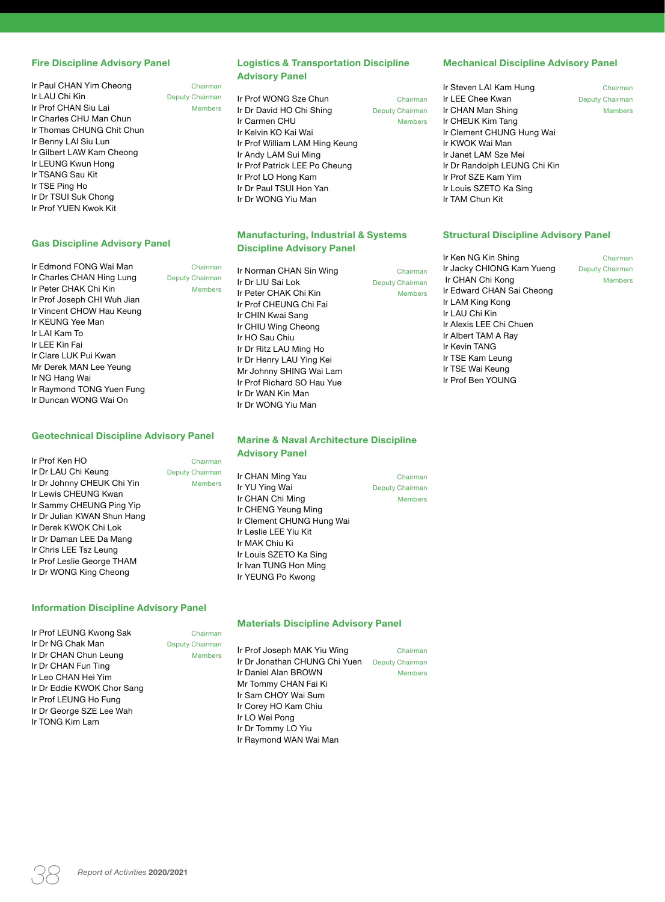## Fire Discipline Advisory Panel

Ir Paul CHAN Yim Cheong — Chairman
Ir LAU Chi Kin — Deputy Chairman
Ir Prof CHAN Siu Lai — Members
Ir Charles CHU Man Chun
Ir Thomas CHUNG Chit Chun
Ir Benny LAI Siu Lun
Ir Gilbert LAW Kam Cheong
Ir LEUNG Kwun Hong
Ir TSANG Sau Kit
Ir TSE Ping Ho
Ir Dr TSUI Suk Chong
Ir Prof YUEN Kwok Kit

## Gas Discipline Advisory Panel

Ir Edmond FONG Wai Man — Chairman
Ir Charles CHAN Hing Lung — Deputy Chairman
Ir Peter CHAK Chi Kin — Members
Ir Prof Joseph CHI Wuh Jian
Ir Vincent CHOW Hau Keung
Ir KEUNG Yee Man
Ir LAI Kam To
Ir LEE Kin Fai
Ir Clare LUK Pui Kwan
Mr Derek MAN Lee Yeung
Ir NG Hang Wai
Ir Raymond TONG Yuen Fung
Ir Duncan WONG Wai On

## Geotechnical Discipline Advisory Panel

Ir Prof Ken HO — Chairman
Ir Dr LAU Chi Keung — Deputy Chairman
Ir Dr Johnny CHEUK Chi Yin — Members
Ir Lewis CHEUNG Ching Kwan
Ir Sammy CHEUNG Ping Yip
Ir Dr Julian KWAN Shun Hang
Ir Derek KWOK Chi Lok
Ir Dr Daman LEE Da Mang
Ir Chris LEE Tsz Leung
Ir Prof Leslie George THAM
Ir Dr WONG King Cheong

## Information Discipline Advisory Panel

Ir Prof LEUNG Kwong Sak — Chairman
Ir Dr NG Chak Man — Deputy Chairman
Ir Dr CHAN Chun Leung — Members
Ir Dr CHAN Fun Ting
Ir Leo CHAN Hei Yim
Ir Dr Eddie KWOK Chor Sang
Ir Prof LEUNG Ho Fung
Ir Dr George SZE Lee Wah
Ir TONG Kim Lam

## Logistics & Transportation Discipline Advisory Panel

Ir Prof WONG Sze Chun — Chairman
Ir Dr David HO Chi Shing — Deputy Chairman
Ir Carmen CHU — Members
Ir Kelvin KO Kai Wai
Ir Prof William LAM Hing Keung
Ir Andy LAM Sui Ming
Ir Prof Patrick LEE Po Cheung
Ir Prof LO Hong Kam
Ir Dr Paul TSUI Hon Yan
Ir Dr WONG Yiu Man

## Manufacturing, Industrial & Systems Discipline Advisory Panel

Ir Norman CHAN Sin Wing — Chairman
Ir Dr LIU Sai Lok — Deputy Chairman
Ir Peter CHAK Chi Kin — Members
Ir Prof CHEUNG Chi Fai
Ir CHIN Kwai Sang
Ir CHIU Wing Cheong
Ir HO Sau Chiu
Ir Dr Ritz LAU Ming Ho
Ir Dr Henry LAU Ying Kei
Mr Johnny SHING Wai Lam
Ir Prof Richard SO Hau Yue
Ir Dr WAN Kin Man
Ir Dr WONG Yiu Man

## Marine & Naval Architecture Discipline Advisory Panel

Ir CHAN Ming Yau — Chairman
Ir YU Ying Wai — Deputy Chairman
Ir CHAN Chi Ming — Members
Ir CHENG Yeung Ming
Ir Clement CHUNG Hung Wai
Ir Leslie LEE Yiu Kit
Ir MAK Chiu Ki
Ir Louis SZETO Ka Sing
Ir Ivan TUNG Hon Ming
Ir YEUNG Po Kwong

## Materials Discipline Advisory Panel

Ir Prof Joseph MAK Yiu Wing — Chairman
Ir Dr Jonathan CHUNG Chi Yuen — Deputy Chairman
Ir Daniel Alan BROWN — Members
Mr Tommy CHAN Fai Ki
Ir Sam CHOY Wai Sum
Ir Corey HO Kam Chiu
Ir LO Wei Pong
Ir Dr Tommy LO Yiu
Ir Raymond WAN Wai Man

## Mechanical Discipline Advisory Panel

Ir Steven LAI Kam Hung — Chairman
Ir LEE Chee Kwan — Deputy Chairman
Ir CHAN Man Shing — Members
Ir CHEUK Kim Tang
Ir Clement CHUNG Hung Wai
Ir KWOK Wai Man
Ir Janet LAM Sze Mei
Ir Dr Randolph LEUNG Chi Kin
Ir Prof SZE Kam Yim
Ir Louis SZETO Ka Sing
Ir TAM Chun Kit

## Structural Discipline Advisory Panel

Ir Ken NG Kin Shing — Chairman
Ir Jacky CHIONG Kam Yueng — Deputy Chairman
Ir CHAN Chi Kong — Members
Ir Edward CHAN Sai Cheong
Ir LAM King Kong
Ir LAU Chi Kin
Ir Alexis LEE Chi Chuen
Ir Albert TAM A Ray
Ir Kevin TANG
Ir TSE Kam Leung
Ir TSE Wai Keung
Ir Prof Ben YOUNG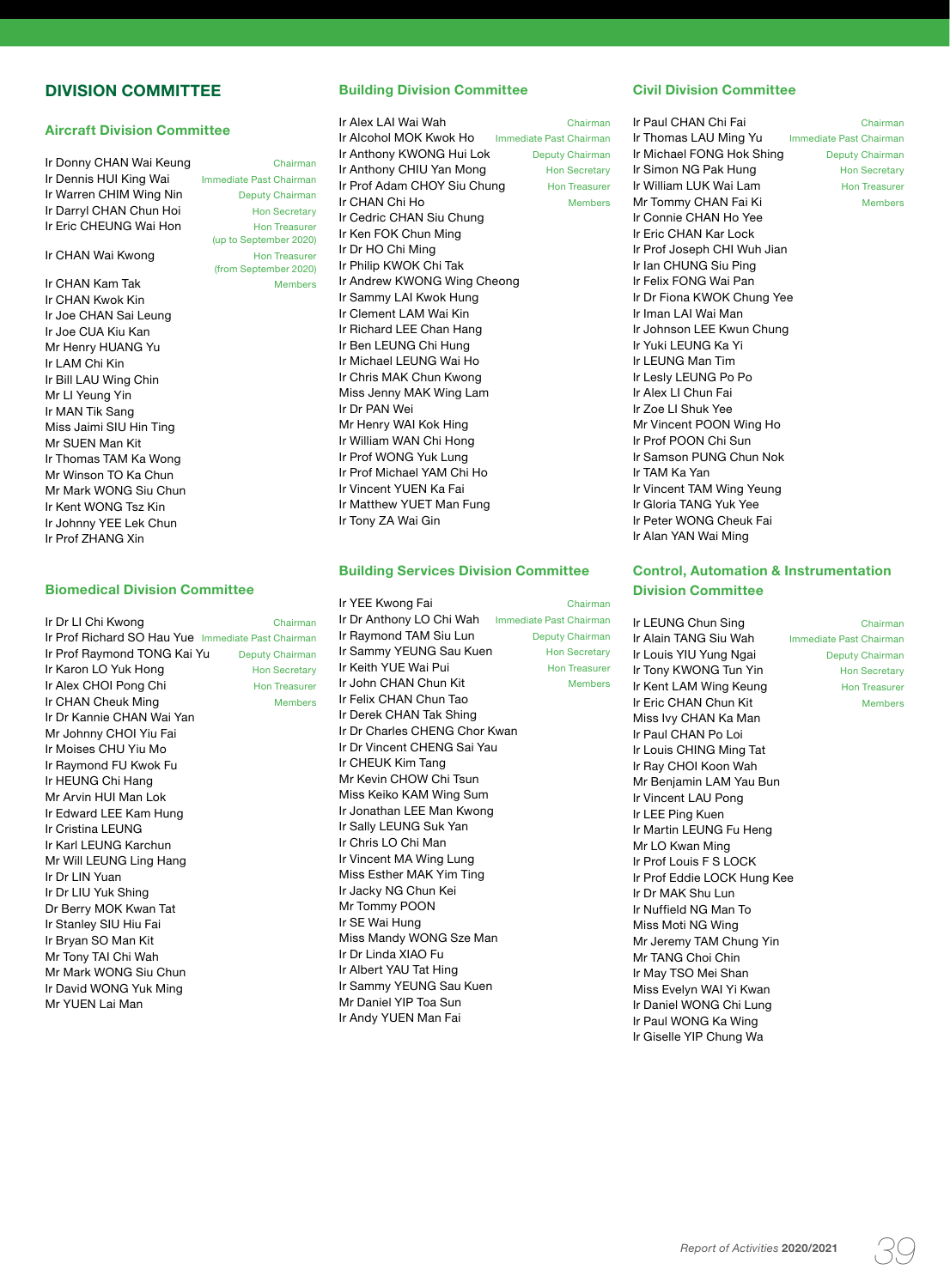# DIVISION COMMITTEE

## Aircraft Division Committee

| Name | Position |
|---|---|
| Ir Donny CHAN Wai Keung | Chairman |
| Ir Dennis HUI King Wai | Immediate Past Chairman |
| Ir Warren CHIM Wing Nin | Deputy Chairman |
| Ir Darryl CHAN Chun Hoi | Hon Secretary |
| Ir Eric CHEUNG Wai Hon | Hon Treasurer (up to September 2020) |
| Ir CHAN Wai Kwong | Hon Treasurer (from September 2020) |
| Ir CHAN Kam Tak | Members |
| Ir CHAN Kwok Kin | |
| Ir Joe CHAN Sai Leung | |
| Ir Joe CUA Kiu Kan | |
| Mr Henry HUANG Yu | |
| Ir LAM Chi Kin | |
| Ir Bill LAU Wing Chin | |
| Mr LI Yeung Yin | |
| Ir MAN Tik Sang | |
| Miss Jaimi SIU Hin Ting | |
| Mr SUEN Man Kit | |
| Ir Thomas TAM Ka Wong | |
| Mr Winson TO Ka Chun | |
| Mr Mark WONG Siu Chun | |
| Ir Kent WONG Tsz Kin | |
| Ir Johnny YEE Lek Chun | |
| Ir Prof ZHANG Xin | |

## Biomedical Division Committee

| Name | Position |
|---|---|
| Ir Dr LI Chi Kwong | Chairman |
| Ir Prof Richard SO Hau Yue | Immediate Past Chairman |
| Ir Prof Raymond TONG Kai Yu | Deputy Chairman |
| Ir Karon LO Yuk Hong | Hon Secretary |
| Ir Alex CHOI Pong Chi | Hon Treasurer |
| Ir CHAN Cheuk Ming | Members |
| Ir Dr Kannie CHAN Wai Yan | |
| Mr Johnny CHOI Yiu Fai | |
| Ir Moises CHU Yiu Mo | |
| Ir Raymond FU Kwok Fu | |
| Ir HEUNG Chi Hang | |
| Mr Arvin HUI Man Lok | |
| Ir Edward LEE Kam Hung | |
| Ir Cristina LEUNG | |
| Ir Karl LEUNG Karchun | |
| Mr Will LEUNG Ling Hang | |
| Ir Dr LIN Yuan | |
| Ir Dr LIU Yuk Shing | |
| Dr Berry MOK Kwan Tat | |
| Ir Stanley SIU Hiu Fai | |
| Ir Bryan SO Man Kit | |
| Mr Tony TAI Chi Wah | |
| Mr Mark WONG Siu Chun | |
| Ir David WONG Yuk Ming | |
| Mr YUEN Lai Man | |

## Building Division Committee

| Name | Position |
|---|---|
| Ir Alex LAI Wai Wah | Chairman |
| Ir Alcohol MOK Kwok Ho | Immediate Past Chairman |
| Ir Anthony KWONG Hui Lok | Deputy Chairman |
| Ir Anthony CHIU Yan Mong | Hon Secretary |
| Ir Prof Adam CHOY Siu Chung | Hon Treasurer |
| Ir CHAN Chi Ho | Members |
| Ir Cedric CHAN Siu Chung | |
| Ir Ken FOK Chun Ming | |
| Ir Dr HO Chi Ming | |
| Ir Philip KWOK Chi Tak | |
| Ir Andrew KWONG Wing Cheong | |
| Ir Sammy LAI Kwok Hung | |
| Ir Clement LAM Wai Kin | |
| Ir Richard LEE Chan Hang | |
| Ir Ben LEUNG Chi Hung | |
| Ir Michael LEUNG Wai Ho | |
| Ir Chris MAK Chun Kwong | |
| Miss Jenny MAK Wing Lam | |
| Ir Dr PAN Wei | |
| Mr Henry WAI Kok Hing | |
| Ir William WAN Chi Hong | |
| Ir Prof WONG Yuk Lung | |
| Ir Prof Michael YAM Chi Ho | |
| Ir Vincent YUEN Ka Fai | |
| Ir Matthew YUET Man Fung | |
| Ir Tony ZA Wai Gin | |

## Building Services Division Committee

| Name | Position |
|---|---|
| Ir YEE Kwong Fai | Chairman |
| Ir Dr Anthony LO Chi Wah | Immediate Past Chairman |
| Ir Raymond TAM Siu Lun | Deputy Chairman |
| Ir Sammy YEUNG Sau Kuen | Hon Secretary |
| Ir Keith YUE Wai Pui | Hon Treasurer |
| Ir John CHAN Chun Kit | Members |
| Ir Felix CHAN Chun Tao | |
| Ir Derek CHAN Tak Shing | |
| Ir Dr Charles CHENG Chor Kwan | |
| Ir Dr Vincent CHENG Sai Yau | |
| Ir CHEUK Kim Tang | |
| Mr Kevin CHOW Chi Tsun | |
| Miss Keiko KAM Wing Sum | |
| Ir Jonathan LEE Man Kwong | |
| Ir Sally LEUNG Suk Yan | |
| Ir Chris LO Chi Man | |
| Ir Vincent MA Wing Lung | |
| Miss Esther MAK Yim Ting | |
| Ir Jacky NG Chun Kei | |
| Mr Tommy POON | |
| Ir SE Wai Hung | |
| Miss Mandy WONG Sze Man | |
| Ir Dr Linda XIAO Fu | |
| Ir Albert YAU Tat Hing | |
| Ir Sammy YEUNG Sau Kuen | |
| Mr Daniel YIP Toa Sun | |
| Ir Andy YUEN Man Fai | |

## Civil Division Committee

| Name | Position |
|---|---|
| Ir Paul CHAN Chi Fai | Chairman |
| Ir Thomas LAU Ming Yu | Immediate Past Chairman |
| Ir Michael FONG Hok Shing | Deputy Chairman |
| Ir Simon NG Pak Hung | Hon Secretary |
| Ir William LUK Wai Lam | Hon Treasurer |
| Mr Tommy CHAN Fai Ki | Members |
| Ir Connie CHAN Ho Yee | |
| Ir Eric CHAN Kar Lock | |
| Ir Prof Joseph CHI Wuh Jian | |
| Ir Ian CHUNG Siu Ping | |
| Ir Felix FONG Wai Pan | |
| Ir Dr Fiona KWOK Chung Yee | |
| Ir Iman LAI Wai Man | |
| Ir Johnson LEE Kwun Chung | |
| Ir Yuki LEUNG Ka Yi | |
| Ir LEUNG Man Tim | |
| Ir Lesly LEUNG Po Po | |
| Ir Alex LI Chun Fai | |
| Ir Zoe LI Shuk Yee | |
| Mr Vincent POON Wing Ho | |
| Ir Prof POON Chi Sun | |
| Ir Samson PUNG Chun Nok | |
| Ir TAM Ka Yan | |
| Ir Vincent TAM Wing Yeung | |
| Ir Gloria TANG Yuk Yee | |
| Ir Peter WONG Cheuk Fai | |
| Ir Alan YAN Wai Ming | |

## Control, Automation & Instrumentation Division Committee

| Name | Position |
|---|---|
| Ir LEUNG Chun Sing | Chairman |
| Ir Alain TANG Siu Wah | Immediate Past Chairman |
| Ir Louis YIU Yung Ngai | Deputy Chairman |
| Ir Tony KWONG Tun Yin | Hon Secretary |
| Ir Kent LAM Wing Keung | Hon Treasurer |
| Ir Eric CHAN Chun Kit | Members |
| Miss Ivy CHAN Ka Man | |
| Ir Paul CHAN Po Loi | |
| Ir Louis CHING Ming Tat | |
| Ir Ray CHOI Koon Wah | |
| Mr Benjamin LAM Yau Bun | |
| Ir Vincent LAU Pong | |
| Ir LEE Ping Kuen | |
| Ir Martin LEUNG Fu Heng | |
| Mr LO Kwan Ming | |
| Ir Prof Louis F S LOCK | |
| Ir Prof Eddie LOCK Hung Kee | |
| Ir Dr MAK Shu Lun | |
| Ir Nuffield NG Man To | |
| Miss Moti NG Wing | |
| Mr Jeremy TAM Chung Yin | |
| Mr TANG Choi Chin | |
| Ir May TSO Mei Shan | |
| Miss Evelyn WAI Yi Kwan | |
| Ir Daniel WONG Chi Lung | |
| Ir Paul WONG Ka Wing | |
| Ir Giselle YIP Chung Wa | |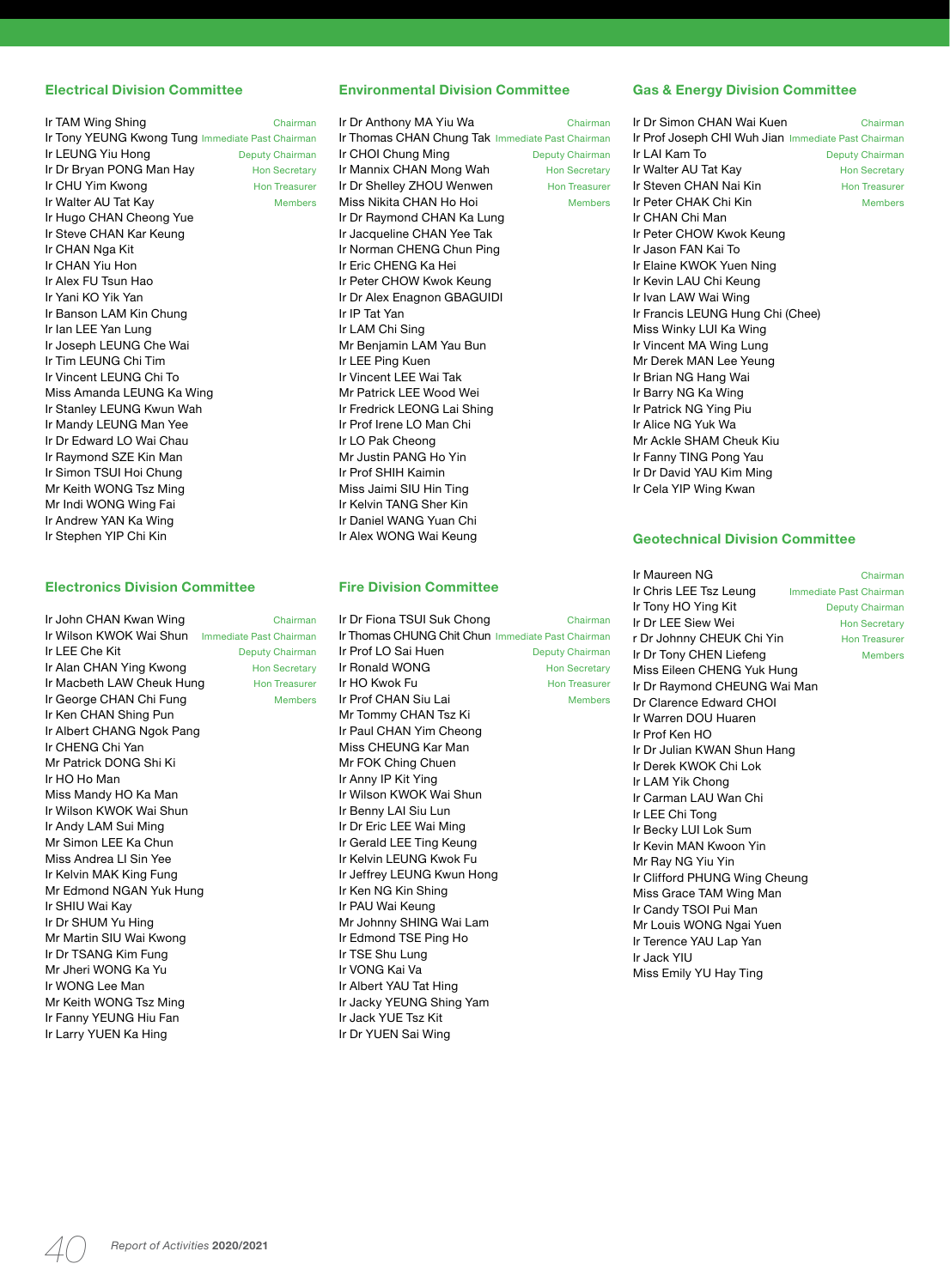## Electrical Division Committee

| Name | Role |
|---|---|
| Ir TAM Wing Shing | Chairman |
| Ir Tony YEUNG Kwong Tung | Immediate Past Chairman |
| Ir LEUNG Yiu Hong | Deputy Chairman |
| Ir Dr Bryan PONG Man Hay | Hon Secretary |
| Ir CHU Yim Kwong | Hon Treasurer |
| Ir Walter AU Tat Kay | Members |
| Ir Hugo CHAN Cheong Yue | |
| Ir Steve CHAN Kar Keung | |
| Ir CHAN Nga Kit | |
| Ir CHAN Yiu Hon | |
| Ir Alex FU Tsun Hao | |
| Ir Yani KO Yik Yan | |
| Ir Banson LAM Kin Chung | |
| Ir Ian LEE Yan Lung | |
| Ir Joseph LEUNG Che Wai | |
| Ir Tim LEUNG Chi Tim | |
| Ir Vincent LEUNG Chi To | |
| Miss Amanda LEUNG Ka Wing | |
| Ir Stanley LEUNG Kwun Wah | |
| Ir Mandy LEUNG Man Yee | |
| Ir Dr Edward LO Wai Chau | |
| Ir Raymond SZE Kin Man | |
| Ir Simon TSUI Hoi Chung | |
| Mr Keith WONG Tsz Ming | |
| Mr Indi WONG Wing Fai | |
| Ir Andrew YAN Ka Wing | |
| Ir Stephen YIP Chi Kin | |

## Electronics Division Committee

| Name | Role |
|---|---|
| Ir John CHAN Kwan Wing | Chairman |
| Ir Wilson KWOK Wai Shun | Immediate Past Chairman |
| Ir LEE Che Kit | Deputy Chairman |
| Ir Alan CHAN Ying Kwong | Hon Secretary |
| Ir Macbeth LAW Cheuk Hung | Hon Treasurer |
| Ir George CHAN Chi Fung | Members |
| Ir Ken CHAN Shing Pun | |
| Ir Albert CHANG Ngok Pang | |
| Ir CHENG Chi Yan | |
| Mr Patrick DONG Shi Ki | |
| Ir HO Ho Man | |
| Miss Mandy HO Ka Man | |
| Ir Wilson KWOK Wai Shun | |
| Ir Andy LAM Sui Ming | |
| Mr Simon LEE Ka Chun | |
| Miss Andrea LI Sin Yee | |
| Ir Kelvin MAK King Fung | |
| Mr Edmond NGAN Yuk Hung | |
| Ir SHIU Wai Kay | |
| Ir Dr SHUM Yu Hing | |
| Mr Martin SIU Wai Kwong | |
| Ir Dr TSANG Kim Fung | |
| Mr Jheri WONG Ka Yu | |
| Ir WONG Lee Man | |
| Mr Keith WONG Tsz Ming | |
| Ir Fanny YEUNG Hiu Fan | |
| Ir Larry YUEN Ka Hing | |

## Environmental Division Committee

| Name | Role |
|---|---|
| Ir Dr Anthony MA Yiu Wa | Chairman |
| Ir Thomas CHAN Chung Tak | Immediate Past Chairman |
| Ir CHOI Chung Ming | Deputy Chairman |
| Ir Mannix CHAN Mong Wah | Hon Secretary |
| Ir Dr Shelley ZHOU Wenwen | Hon Treasurer |
| Miss Nikita CHAN Ho Hoi | Members |
| Ir Dr Raymond CHAN Ka Lung | |
| Ir Jacqueline CHAN Yee Tak | |
| Ir Norman CHENG Chun Ping | |
| Ir Eric CHENG Ka Hei | |
| Ir Peter CHOW Kwok Keung | |
| Ir Dr Alex Enagnon GBAGUIDI | |
| Ir IP Tat Yan | |
| Ir LAM Chi Sing | |
| Mr Benjamin LAM Yau Bun | |
| Ir LEE Ping Kuen | |
| Ir Vincent LEE Wai Tak | |
| Mr Patrick LEE Wood Wei | |
| Ir Fredrick LEONG Lai Shing | |
| Ir Prof Irene LO Man Chi | |
| Ir LO Pak Cheong | |
| Mr Justin PANG Ho Yin | |
| Ir Prof SHIH Kaimin | |
| Miss Jaimi SIU Hin Ting | |
| Ir Kelvin TANG Sher Kin | |
| Ir Daniel WANG Yuan Chi | |
| Ir Alex WONG Wai Keung | |

## Fire Division Committee

| Name | Role |
|---|---|
| Ir Dr Fiona TSUI Suk Chong | Chairman |
| Ir Thomas CHUNG Chit Chun | Immediate Past Chairman |
| Ir Prof LO Sai Huen | Deputy Chairman |
| Ir Ronald WONG | Hon Secretary |
| Ir HO Kwok Fu | Hon Treasurer |
| Ir Prof CHAN Siu Lai | Members |
| Mr Tommy CHAN Tsz Ki | |
| Ir Paul CHAN Yim Cheong | |
| Miss CHEUNG Kar Man | |
| Mr FOK Ching Chuen | |
| Ir Anny IP Kit Ying | |
| Ir Wilson KWOK Wai Shun | |
| Ir Benny LAI Siu Lun | |
| Ir Dr Eric LEE Wai Ming | |
| Ir Gerald LEE Ting Keung | |
| Ir Kelvin LEUNG Kwok Fu | |
| Ir Jeffrey LEUNG Kwun Hong | |
| Ir Ken NG Kin Shing | |
| Ir PAU Wai Keung | |
| Mr Johnny SHING Wai Lam | |
| Ir Edmond TSE Ping Ho | |
| Ir TSE Shu Lung | |
| Ir VONG Kai Va | |
| Ir Albert YAU Tat Hing | |
| Ir Jacky YEUNG Shing Yam | |
| Ir Jack YUE Tsz Kit | |
| Ir Dr YUEN Sai Wing | |

## Gas & Energy Division Committee

| Name | Role |
|---|---|
| Ir Dr Simon CHAN Wai Kuen | Chairman |
| Ir Prof Joseph CHI Wuh Jian | Immediate Past Chairman |
| Ir LAI Kam To | Deputy Chairman |
| Ir Walter AU Tat Kay | Hon Secretary |
| Ir Steven CHAN Nai Kin | Hon Treasurer |
| Ir Peter CHAK Chi Kin | Members |
| Ir CHAN Chi Man | |
| Ir Peter CHOW Kwok Keung | |
| Ir Jason FAN Kai To | |
| Ir Elaine KWOK Yuen Ning | |
| Ir Kevin LAU Chi Keung | |
| Ir Ivan LAW Wai Wing | |
| Ir Francis LEUNG Hung Chi (Chee) | |
| Miss Winky LUI Ka Wing | |
| Ir Vincent MA Wing Lung | |
| Mr Derek MAN Lee Yeung | |
| Ir Brian NG Hang Wai | |
| Ir Barry NG Ka Wing | |
| Ir Patrick NG Ying Piu | |
| Ir Alice NG Yuk Wa | |
| Mr Ackle SHAM Cheuk Kiu | |
| Ir Fanny TING Pong Yau | |
| Ir Dr David YAU Kim Ming | |
| Ir Cela YIP Wing Kwan | |

## Geotechnical Division Committee

| Name | Role |
|---|---|
| Ir Maureen NG | Chairman |
| Ir Chris LEE Tsz Leung | Immediate Past Chairman |
| Ir Tony HO Ying Kit | Deputy Chairman |
| Ir Dr LEE Siew Wei | Hon Secretary |
| r Dr Johnny CHEUK Chi Yin | Hon Treasurer |
| Ir Dr Tony CHEN Liefeng | Members |
| Miss Eileen CHENG Yuk Hung | |
| Ir Dr Raymond CHEUNG Wai Man | |
| Dr Clarence Edward CHOI | |
| Ir Warren DOU Huaren | |
| Ir Prof Ken HO | |
| Ir Dr Julian KWAN Shun Hang | |
| Ir Derek KWOK Chi Lok | |
| Ir LAM Yik Chong | |
| Ir Carman LAU Wan Chi | |
| Ir LEE Chi Tong | |
| Ir Becky LUI Lok Sum | |
| Ir Kevin MAN Kwoon Yin | |
| Mr Ray NG Yiu Yin | |
| Ir Clifford PHUNG Wing Cheung | |
| Miss Grace TAM Wing Man | |
| Ir Candy TSOI Pui Man | |
| Mr Louis WONG Ngai Yuen | |
| Ir Terence YAU Lap Yan | |
| Ir Jack YIU | |
| Miss Emily YU Hay Ting | |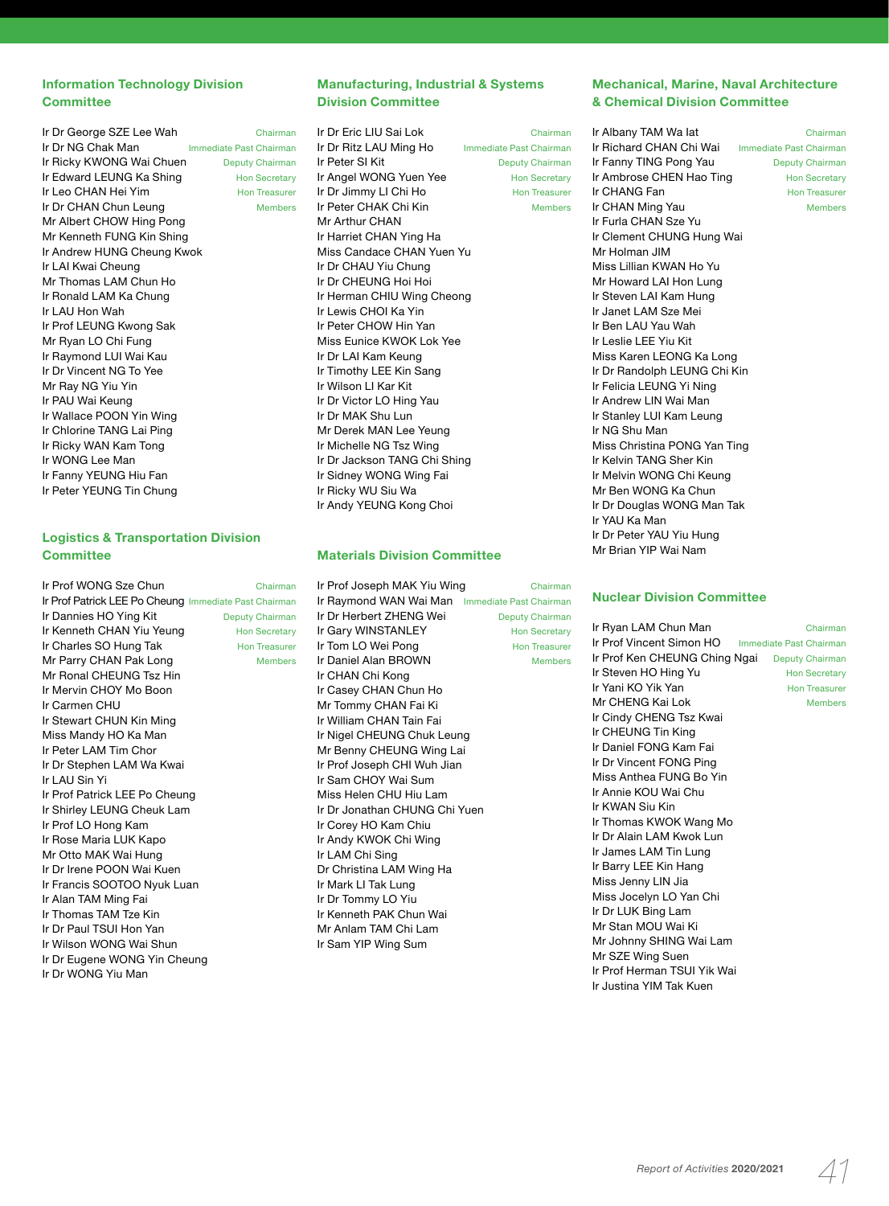## Information Technology Division Committee

Ir Dr George SZE Lee Wah — Chairman
Ir Dr NG Chak Man — Immediate Past Chairman
Ir Ricky KWONG Wai Chuen — Deputy Chairman
Ir Edward LEUNG Ka Shing — Hon Secretary
Ir Leo CHAN Hei Yim — Hon Treasurer
Ir Dr CHAN Chun Leung — Members
Mr Albert CHOW Hing Pong
Mr Kenneth FUNG Kin Shing
Ir Andrew HUNG Cheung Kwok
Ir LAI Kwai Cheung
Mr Thomas LAM Chun Ho
Ir Ronald LAM Ka Chung
Ir LAU Hon Wah
Ir Prof LEUNG Kwong Sak
Mr Ryan LO Chi Fung
Ir Raymond LUI Wai Kau
Ir Dr Vincent NG To Yee
Mr Ray NG Yiu Yin
Ir PAU Wai Keung
Ir Wallace POON Yin Wing
Ir Chlorine TANG Lai Ping
Ir Ricky WAN Kam Tong
Ir WONG Lee Man
Ir Fanny YEUNG Hiu Fan
Ir Peter YEUNG Tin Chung

## Logistics & Transportation Division Committee

Ir Prof WONG Sze Chun — Chairman
Ir Prof Patrick LEE Po Cheung — Immediate Past Chairman
Ir Dannies HO Ying Kit — Deputy Chairman
Ir Kenneth CHAN Yiu Yeung — Hon Secretary
Ir Charles SO Hung Tak — Hon Treasurer
Mr Parry CHAN Pak Long — Members
Mr Ronal CHEUNG Tsz Hin
Ir Mervin CHOY Mo Boon
Ir Carmen CHU
Ir Stewart CHUN Kin Ming
Miss Mandy HO Ka Man
Ir Peter LAM Tim Chor
Ir Dr Stephen LAM Wa Kwai
Ir LAU Sin Yi
Ir Prof Patrick LEE Po Cheung
Ir Shirley LEUNG Cheuk Lam
Ir Prof LO Hong Kam
Ir Rose Maria LUK Kapo
Mr Otto MAK Wai Hung
Ir Dr Irene POON Wai Kuen
Ir Francis SOOTOO Nyuk Luan
Ir Alan TAM Ming Fai
Ir Thomas TAM Tze Kin
Ir Dr Paul TSUI Hon Yan
Ir Wilson WONG Wai Shun
Ir Dr Eugene WONG Yin Cheung
Ir Dr WONG Yiu Man

## Manufacturing, Industrial & Systems Division Committee

Ir Dr Eric LIU Sai Lok — Chairman
Ir Dr Ritz LAU Ming Ho — Immediate Past Chairman
Ir Peter SI Kit — Deputy Chairman
Ir Angel WONG Yuen Yee — Hon Secretary
Ir Dr Jimmy LI Chi Ho — Hon Treasurer
Ir Peter CHAK Chi Kin — Members
Mr Arthur CHAN
Ir Harriet CHAN Ying Ha
Miss Candace CHAN Yuen Yu
Ir Dr CHAU Yiu Chung
Ir Dr CHEUNG Hoi Hoi
Ir Herman CHIU Wing Cheong
Ir Lewis CHOI Ka Yin
Ir Peter CHOW Hin Yan
Miss Eunice KWOK Lok Yee
Ir Dr LAI Kam Keung
Ir Timothy LEE Kin Sang
Ir Wilson LI Kar Kit
Ir Dr Victor LO Hing Yau
Ir Dr MAK Shu Lun
Mr Derek MAN Lee Yeung
Ir Michelle NG Tsz Wing
Ir Dr Jackson TANG Chi Shing
Ir Sidney WONG Wing Fai
Ir Ricky WU Siu Wa
Ir Andy YEUNG Kong Choi

## Materials Division Committee

Ir Prof Joseph MAK Yiu Wing — Chairman
Ir Raymond WAN Wai Man — Immediate Past Chairman
Ir Dr Herbert ZHENG Wei — Deputy Chairman
Ir Gary WINSTANLEY — Hon Secretary
Ir Tom LO Wei Pong — Hon Treasurer
Ir Daniel Alan BROWN — Members
Ir CHAN Chi Kong
Ir Casey CHAN Chun Ho
Mr Tommy CHAN Fai Ki
Ir William CHAN Tain Fai
Ir Nigel CHEUNG Chuk Leung
Mr Benny CHEUNG Wing Lai
Ir Prof Joseph CHI Wuh Jian
Ir Sam CHOY Wai Sum
Miss Helen CHU Hiu Lam
Ir Dr Jonathan CHUNG Chi Yuen
Ir Corey HO Kam Chiu
Ir Andy KWOK Chi Wing
Ir LAM Chi Sing
Dr Christina LAM Wing Ha
Ir Mark LI Tak Lung
Ir Dr Tommy LO Yiu
Ir Kenneth PAK Chun Wai
Mr Anlam TAM Chi Lam
Ir Sam YIP Wing Sum

## Mechanical, Marine, Naval Architecture & Chemical Division Committee

Ir Albany TAM Wa Iat — Chairman
Ir Richard CHAN Chi Wai — Immediate Past Chairman
Ir Fanny TING Pong Yau — Deputy Chairman
Ir Ambrose CHEN Hao Ting — Hon Secretary
Ir CHANG Fan — Hon Treasurer
Ir CHAN Ming Yau — Members
Ir Furla CHAN Sze Yu
Ir Clement CHUNG Hung Wai
Mr Holman JIM
Miss Lillian KWAN Ho Yu
Mr Howard LAI Hon Lung
Ir Steven LAI Kam Hung
Ir Janet LAM Sze Mei
Ir Ben LAU Yau Wah
Ir Leslie LEE Yiu Kit
Miss Karen LEONG Ka Long
Ir Dr Randolph LEUNG Chi Kin
Ir Felicia LEUNG Yi Ning
Ir Andrew LIN Wai Man
Ir Stanley LUI Kam Leung
Ir NG Shu Man
Miss Christina PONG Yan Ting
Ir Kelvin TANG Sher Kin
Ir Melvin WONG Chi Keung
Mr Ben WONG Ka Chun
Ir Dr Douglas WONG Man Tak
Ir YAU Ka Man
Ir Dr Peter YAU Yiu Hung
Mr Brian YIP Wai Nam

## Nuclear Division Committee

Ir Ryan LAM Chun Man — Chairman
Ir Prof Vincent Simon HO — Immediate Past Chairman
Ir Prof Ken CHEUNG Ching Ngai — Deputy Chairman
Ir Steven HO Hing Yu — Hon Secretary
Ir Yani KO Yik Yan — Hon Treasurer
Mr CHENG Kai Lok — Members
Ir Cindy CHENG Tsz Kwai
Ir CHEUNG Tin King
Ir Daniel FONG Kam Fai
Ir Dr Vincent FONG Ping
Miss Anthea FUNG Bo Yin
Ir Annie KOU Wai Chu
Ir KWAN Siu Kin
Ir Thomas KWOK Wang Mo
Ir Dr Alain LAM Kwok Lun
Ir James LAM Tin Lung
Ir Barry LEE Kin Hang
Miss Jenny LIN Jia
Miss Jocelyn LO Yan Chi
Ir Dr LUK Bing Lam
Mr Stan MOU Wai Ki
Mr Johnny SHING Wai Lam
Mr SZE Wing Suen
Ir Prof Herman TSUI Yik Wai
Ir Justina YIM Tak Kuen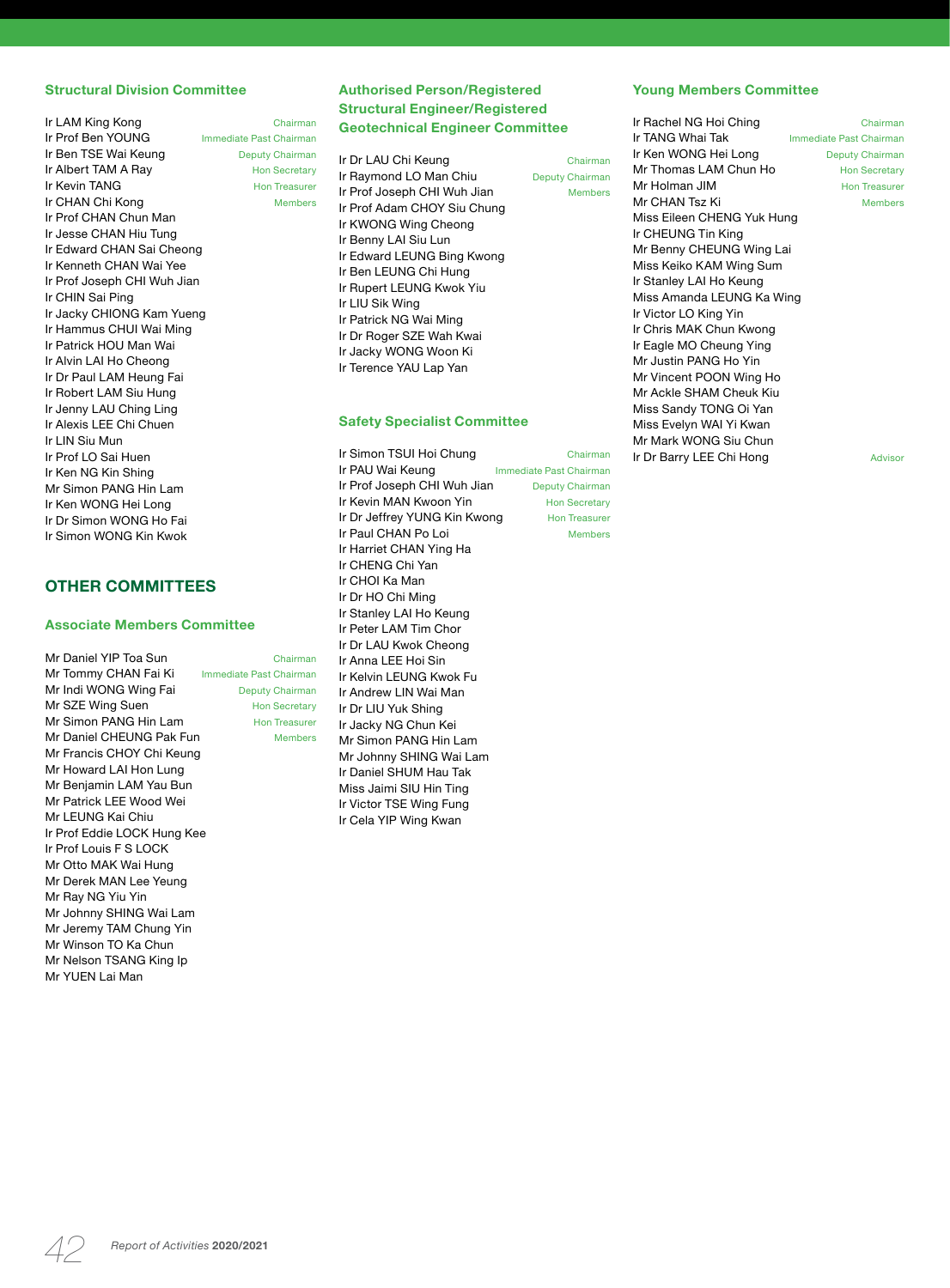### Structural Division Committee

Ir LAM King Kong — Chairman
Ir Prof Ben YOUNG — Immediate Past Chairman
Ir Ben TSE Wai Keung — Deputy Chairman
Ir Albert TAM A Ray — Hon Secretary
Ir Kevin TANG — Hon Treasurer
Ir CHAN Chi Kong — Members
Ir Prof CHAN Chun Man
Ir Jesse CHAN Hiu Tung
Ir Edward CHAN Sai Cheong
Ir Kenneth CHAN Wai Yee
Ir Prof Joseph CHI Wuh Jian
Ir CHIN Sai Ping
Ir Jacky CHIONG Kam Yueng
Ir Hammus CHUI Wai Ming
Ir Patrick HOU Man Wai
Ir Alvin LAI Ho Cheong
Ir Dr Paul LAM Heung Fai
Ir Robert LAM Siu Hung
Ir Jenny LAU Ching Ling
Ir Alexis LEE Chi Chuen
Ir LIN Siu Mun
Ir Prof LO Sai Huen
Ir Ken NG Kin Shing
Mr Simon PANG Hin Lam
Ir Ken WONG Hei Long
Ir Dr Simon WONG Ho Fai
Ir Simon WONG Kin Kwok

## OTHER COMMITTEES

### Associate Members Committee

Mr Daniel YIP Toa Sun — Chairman
Mr Tommy CHAN Fai Ki — Immediate Past Chairman
Mr Indi WONG Wing Fai — Deputy Chairman
Mr SZE Wing Suen — Hon Secretary
Mr Simon PANG Hin Lam — Hon Treasurer
Mr Daniel CHEUNG Pak Fun — Members
Mr Francis CHOY Chi Keung
Mr Howard LAI Hon Lung
Mr Benjamin LAM Yau Bun
Mr Patrick LEE Wood Wei
Mr LEUNG Kai Chiu
Ir Prof Eddie LOCK Hung Kee
Ir Prof Louis F S LOCK
Mr Otto MAK Wai Hung
Mr Derek MAN Lee Yeung
Mr Ray NG Yiu Yin
Mr Johnny SHING Wai Lam
Mr Jeremy TAM Chung Yin
Mr Winson TO Ka Chun
Mr Nelson TSANG King Ip
Mr YUEN Lai Man

### Authorised Person/Registered Structural Engineer/Registered Geotechnical Engineer Committee

Ir Dr LAU Chi Keung — Chairman
Ir Raymond LO Man Chiu — Deputy Chairman
Ir Prof Joseph CHI Wuh Jian — Members
Ir Prof Adam CHOY Siu Chung
Ir KWONG Wing Cheong
Ir Benny LAI Siu Lun
Ir Edward LEUNG Bing Kwong
Ir Ben LEUNG Chi Hung
Ir Rupert LEUNG Kwok Yiu
Ir LIU Sik Wing
Ir Patrick NG Wai Ming
Ir Dr Roger SZE Wah Kwai
Ir Jacky WONG Woon Ki
Ir Terence YAU Lap Yan

### Safety Specialist Committee

Ir Simon TSUI Hoi Chung — Chairman
Ir PAU Wai Keung — Immediate Past Chairman
Ir Prof Joseph CHI Wuh Jian — Deputy Chairman
Ir Kevin MAN Kwoon Yin — Hon Secretary
Ir Dr Jeffrey YUNG Kin Kwong — Hon Treasurer
Ir Paul CHAN Po Loi — Members
Ir Harriet CHAN Ying Ha
Ir CHENG Chi Yan
Ir CHOI Ka Man
Ir Dr HO Chi Ming
Ir Stanley LAI Ho Keung
Ir Peter LAM Tim Chor
Ir Dr LAU Kwok Cheong
Ir Anna LEE Hoi Sin
Ir Kelvin LEUNG Kwok Fu
Ir Andrew LIN Wai Man
Ir Dr LIU Yuk Shing
Ir Jacky NG Chun Kei
Mr Simon PANG Hin Lam
Mr Johnny SHING Wai Lam
Ir Daniel SHUM Hau Tak
Miss Jaimi SIU Hin Ting
Ir Victor TSE Wing Fung
Ir Cela YIP Wing Kwan

### Young Members Committee

Ir Rachel NG Hoi Ching — Chairman
Ir TANG Whai Tak — Immediate Past Chairman
Ir Ken WONG Hei Long — Deputy Chairman
Mr Thomas LAM Chun Ho — Hon Secretary
Mr Holman JIM — Hon Treasurer
Mr CHAN Tsz Ki — Members
Miss Eileen CHENG Yuk Hung
Ir CHEUNG Tin King
Mr Benny CHEUNG Wing Lai
Miss Keiko KAM Wing Sum
Ir Stanley LAI Ho Keung
Miss Amanda LEUNG Ka Wing
Ir Victor LO King Yin
Ir Chris MAK Chun Kwong
Ir Eagle MO Cheung Ying
Mr Justin PANG Ho Yin
Mr Vincent POON Wing Ho
Mr Ackle SHAM Cheuk Kiu
Miss Sandy TONG Oi Yan
Miss Evelyn WAI Yi Kwan
Mr Mark WONG Siu Chun
Ir Dr Barry LEE Chi Hong — Advisor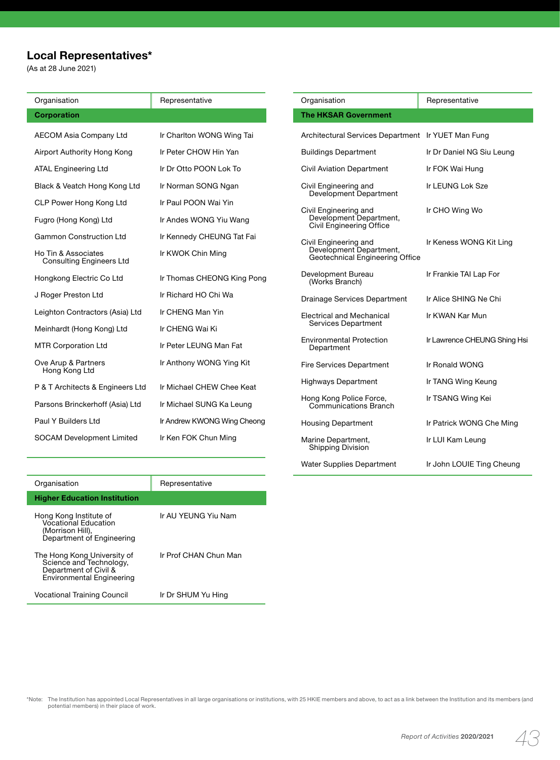## Local Representatives*

(As at 28 June 2021)

| Organisation | Representative |
|---|---|
| **Corporation** | |
| AECOM Asia Company Ltd | Ir Charlton WONG Wing Tai |
| Airport Authority Hong Kong | Ir Peter CHOW Hin Yan |
| ATAL Engineering Ltd | Ir Dr Otto POON Lok To |
| Black & Veatch Hong Kong Ltd | Ir Norman SONG Ngan |
| CLP Power Hong Kong Ltd | Ir Paul POON Wai Yin |
| Fugro (Hong Kong) Ltd | Ir Andes WONG Yiu Wang |
| Gammon Construction Ltd | Ir Kennedy CHEUNG Tat Fai |
| Ho Tin & Associates Consulting Engineers Ltd | Ir KWOK Chin Ming |
| Hongkong Electric Co Ltd | Ir Thomas CHEONG King Pong |
| J Roger Preston Ltd | Ir Richard HO Chi Wa |
| Leighton Contractors (Asia) Ltd | Ir CHENG Man Yin |
| Meinhardt (Hong Kong) Ltd | Ir CHENG Wai Ki |
| MTR Corporation Ltd | Ir Peter LEUNG Man Fat |
| Ove Arup & Partners Hong Kong Ltd | Ir Anthony WONG Ying Kit |
| P & T Architects & Engineers Ltd | Ir Michael CHEW Chee Keat |
| Parsons Brinckerhoff (Asia) Ltd | Ir Michael SUNG Ka Leung |
| Paul Y Builders Ltd | Ir Andrew KWONG Wing Cheong |
| SOCAM Development Limited | Ir Ken FOK Chun Ming |

| Organisation | Representative |
|---|---|
| **Higher Education Institution** | |
| Hong Kong Institute of Vocational Education (Morrison Hill), Department of Engineering | Ir AU YEUNG Yiu Nam |
| The Hong Kong University of Science and Technology, Department of Civil & Environmental Engineering | Ir Prof CHAN Chun Man |
| Vocational Training Council | Ir Dr SHUM Yu Hing |

| Organisation | Representative |
|---|---|
| **The HKSAR Government** | |
| Architectural Services Department | Ir YUET Man Fung |
| Buildings Department | Ir Dr Daniel NG Siu Leung |
| Civil Aviation Department | Ir FOK Wai Hung |
| Civil Engineering and Development Department | Ir LEUNG Lok Sze |
| Civil Engineering and Development Department, Civil Engineering Office | Ir CHO Wing Wo |
| Civil Engineering and Development Department, Geotechnical Engineering Office | Ir Keness WONG Kit Ling |
| Development Bureau (Works Branch) | Ir Frankie TAI Lap For |
| Drainage Services Department | Ir Alice SHING Ne Chi |
| Electrical and Mechanical Services Department | Ir KWAN Kar Mun |
| Environmental Protection Department | Ir Lawrence CHEUNG Shing Hsi |
| Fire Services Department | Ir Ronald WONG |
| Highways Department | Ir TANG Wing Keung |
| Hong Kong Police Force, Communications Branch | Ir TSANG Wing Kei |
| Housing Department | Ir Patrick WONG Che Ming |
| Marine Department, Shipping Division | Ir LUI Kam Leung |
| Water Supplies Department | Ir John LOUIE Ting Cheung |

*Note: The Institution has appointed Local Representatives in all large organisations or institutions, with 25 HKIE members and above, to act as a link between the Institution and its members (and potential members) in their place of work.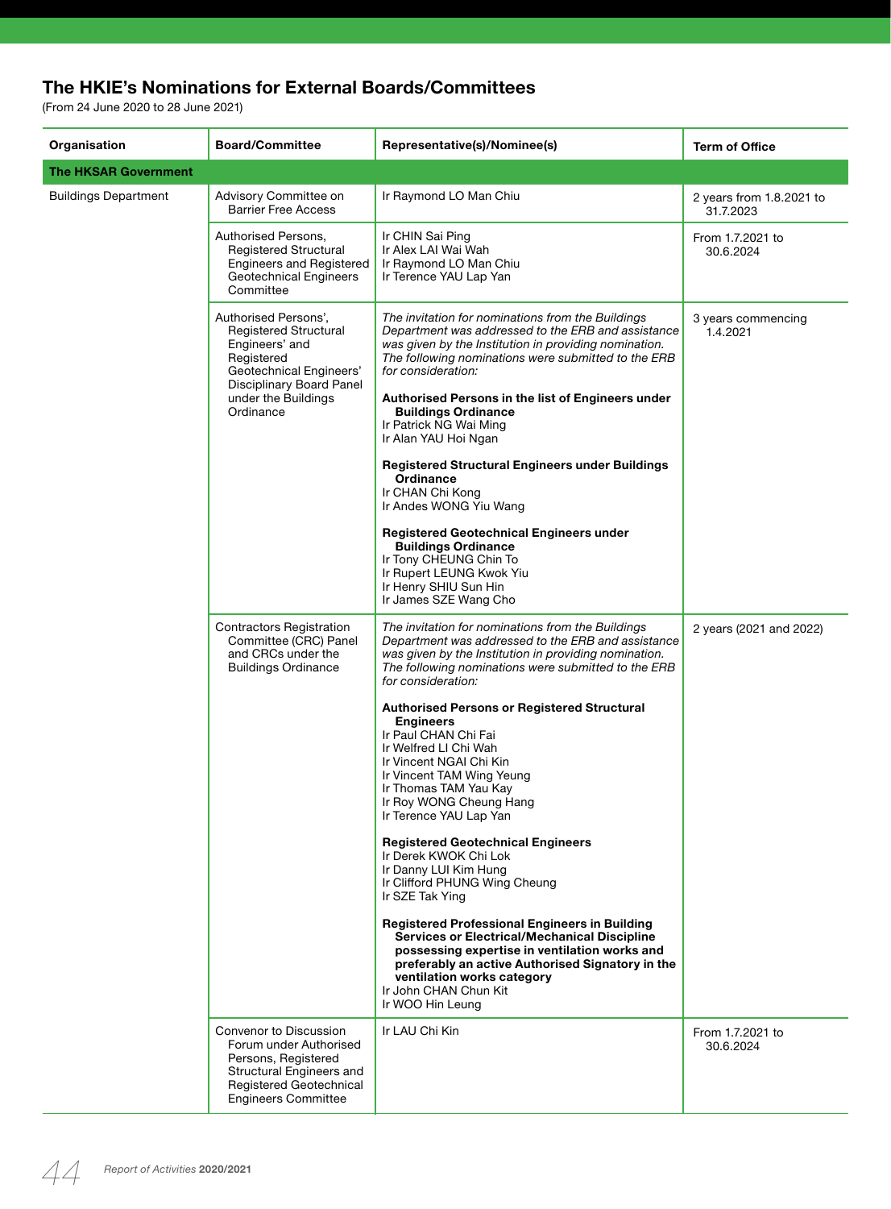## The HKIE's Nominations for External Boards/Committees

(From 24 June 2020 to 28 June 2021)

| Organisation | Board/Committee | Representative(s)/Nominee(s) | Term of Office |
|---|---|---|---|
| **The HKSAR Government** | | | |
| Buildings Department | Advisory Committee on Barrier Free Access | Ir Raymond LO Man Chiu | 2 years from 1.8.2021 to 31.7.2023 |
| | Authorised Persons, Registered Structural Engineers and Registered Geotechnical Engineers Committee | Ir CHIN Sai Ping<br>Ir Alex LAI Wai Wah<br>Ir Raymond LO Man Chiu<br>Ir Terence YAU Lap Yan | From 1.7.2021 to 30.6.2024 |
| | Authorised Persons', Registered Structural Engineers' and Registered Geotechnical Engineers' Disciplinary Board Panel under the Buildings Ordinance | *The invitation for nominations from the Buildings Department was addressed to the ERB and assistance was given by the Institution in providing nomination. The following nominations were submitted to the ERB for consideration:*<br><br>**Authorised Persons in the list of Engineers under Buildings Ordinance**<br>Ir Patrick NG Wai Ming<br>Ir Alan YAU Hoi Ngan<br><br>**Registered Structural Engineers under Buildings Ordinance**<br>Ir CHAN Chi Kong<br>Ir Andes WONG Yiu Wang<br><br>**Registered Geotechnical Engineers under Buildings Ordinance**<br>Ir Tony CHEUNG Chin To<br>Ir Rupert LEUNG Kwok Yiu<br>Ir Henry SHIU Sun Hin<br>Ir James SZE Wang Cho | 3 years commencing 1.4.2021 |
| | Contractors Registration Committee (CRC) Panel and CRCs under the Buildings Ordinance | *The invitation for nominations from the Buildings Department was addressed to the ERB and assistance was given by the Institution in providing nomination. The following nominations were submitted to the ERB for consideration:*<br><br>**Authorised Persons or Registered Structural Engineers**<br>Ir Paul CHAN Chi Fai<br>Ir Welfred LI Chi Wah<br>Ir Vincent NGAI Chi Kin<br>Ir Vincent TAM Wing Yeung<br>Ir Thomas TAM Yau Kay<br>Ir Roy WONG Cheung Hang<br>Ir Terence YAU Lap Yan<br><br>**Registered Geotechnical Engineers**<br>Ir Derek KWOK Chi Lok<br>Ir Danny LUI Kim Hung<br>Ir Clifford PHUNG Wing Cheung<br>Ir SZE Tak Ying<br><br>**Registered Professional Engineers in Building Services or Electrical/Mechanical Discipline possessing expertise in ventilation works and preferably an active Authorised Signatory in the ventilation works category**<br>Ir John CHAN Chun Kit<br>Ir WOO Hin Leung | 2 years (2021 and 2022) |
| | Convenor to Discussion Forum under Authorised Persons, Registered Structural Engineers and Registered Geotechnical Engineers Committee | Ir LAU Chi Kin | From 1.7.2021 to 30.6.2024 |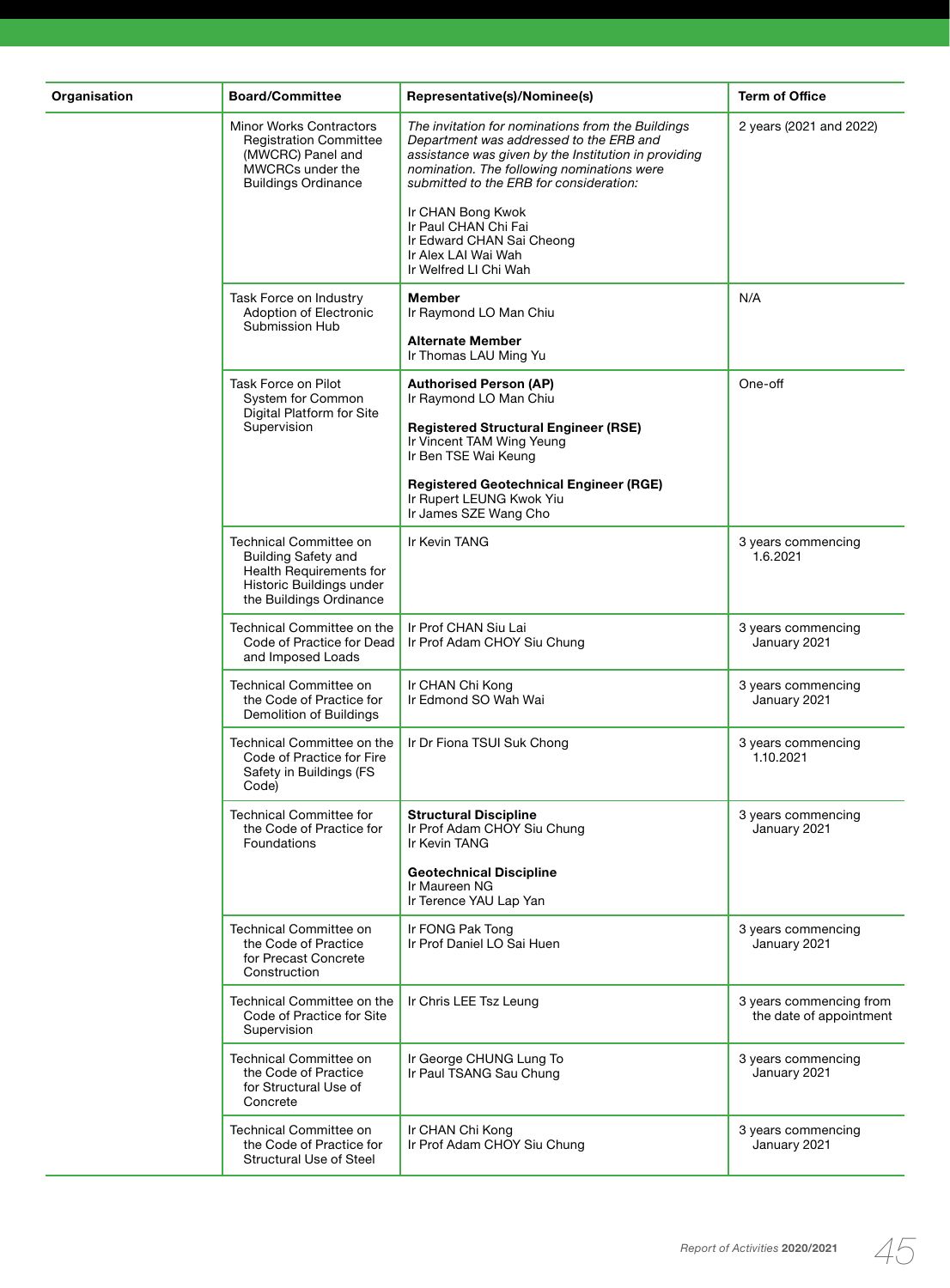| Organisation | Board/Committee | Representative(s)/Nominee(s) | Term of Office |
|---|---|---|---|
| | Minor Works Contractors Registration Committee (MWCRC) Panel and MWCRCs under the Buildings Ordinance | *The invitation for nominations from the Buildings Department was addressed to the ERB and assistance was given by the Institution in providing nomination. The following nominations were submitted to the ERB for consideration:*<br><br>Ir CHAN Bong Kwok<br>Ir Paul CHAN Chi Fai<br>Ir Edward CHAN Sai Cheong<br>Ir Alex LAI Wai Wah<br>Ir Welfred LI Chi Wah | 2 years (2021 and 2022) |
| | Task Force on Industry Adoption of Electronic Submission Hub | **Member**<br>Ir Raymond LO Man Chiu<br><br>**Alternate Member**<br>Ir Thomas LAU Ming Yu | N/A |
| | Task Force on Pilot System for Common Digital Platform for Site Supervision | **Authorised Person (AP)**<br>Ir Raymond LO Man Chiu<br><br>**Registered Structural Engineer (RSE)**<br>Ir Vincent TAM Wing Yeung<br>Ir Ben TSE Wai Keung<br><br>**Registered Geotechnical Engineer (RGE)**<br>Ir Rupert LEUNG Kwok Yiu<br>Ir James SZE Wang Cho | One-off |
| | Technical Committee on Building Safety and Health Requirements for Historic Buildings under the Buildings Ordinance | Ir Kevin TANG | 3 years commencing 1.6.2021 |
| | Technical Committee on the Code of Practice for Dead and Imposed Loads | Ir Prof CHAN Siu Lai<br>Ir Prof Adam CHOY Siu Chung | 3 years commencing January 2021 |
| | Technical Committee on the Code of Practice for Demolition of Buildings | Ir CHAN Chi Kong<br>Ir Edmond SO Wah Wai | 3 years commencing January 2021 |
| | Technical Committee on the Code of Practice for Fire Safety in Buildings (FS Code) | Ir Dr Fiona TSUI Suk Chong | 3 years commencing 1.10.2021 |
| | Technical Committee for the Code of Practice for Foundations | **Structural Discipline**<br>Ir Prof Adam CHOY Siu Chung<br>Ir Kevin TANG<br><br>**Geotechnical Discipline**<br>Ir Maureen NG<br>Ir Terence YAU Lap Yan | 3 years commencing January 2021 |
| | Technical Committee on the Code of Practice for Precast Concrete Construction | Ir FONG Pak Tong<br>Ir Prof Daniel LO Sai Huen | 3 years commencing January 2021 |
| | Technical Committee on the Code of Practice for Site Supervision | Ir Chris LEE Tsz Leung | 3 years commencing from the date of appointment |
| | Technical Committee on the Code of Practice for Structural Use of Concrete | Ir George CHUNG Lung To<br>Ir Paul TSANG Sau Chung | 3 years commencing January 2021 |
| | Technical Committee on the Code of Practice for Structural Use of Steel | Ir CHAN Chi Kong<br>Ir Prof Adam CHOY Siu Chung | 3 years commencing January 2021 |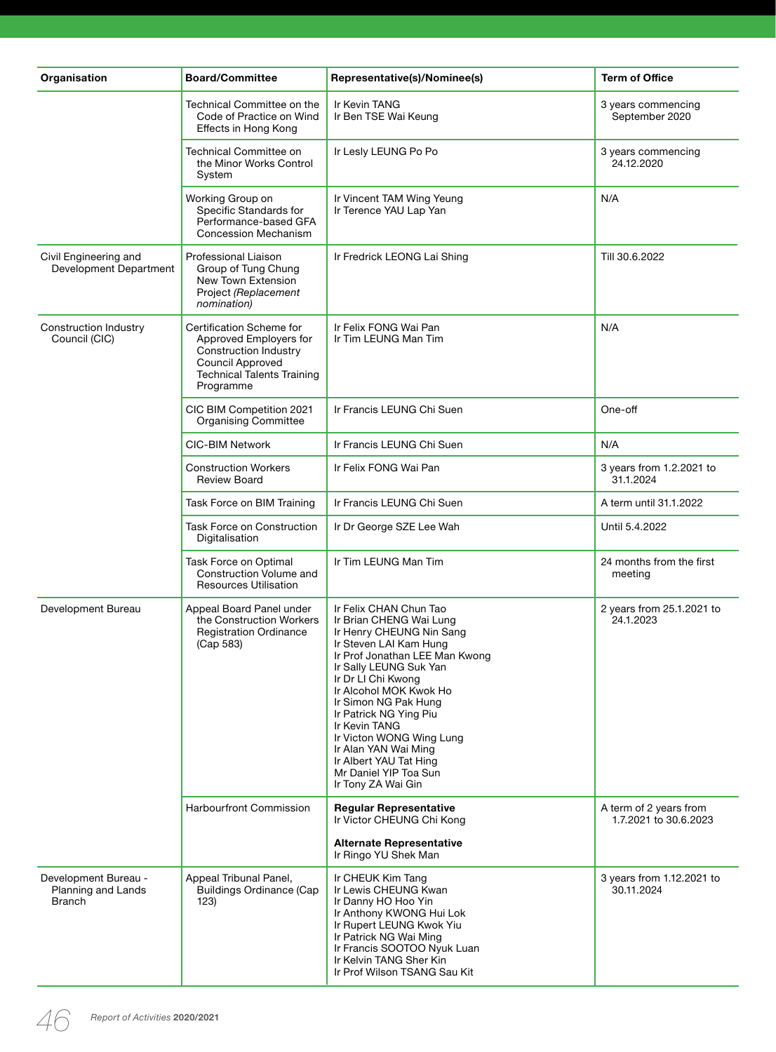| Organisation | Board/Committee | Representative(s)/Nominee(s) | Term of Office |
|---|---|---|---|
| | Technical Committee on the Code of Practice on Wind Effects in Hong Kong | Ir Kevin TANG<br>Ir Ben TSE Wai Keung | 3 years commencing September 2020 |
| | Technical Committee on the Minor Works Control System | Ir Lesly LEUNG Po Po | 3 years commencing 24.12.2020 |
| | Working Group on Specific Standards for Performance-based GFA Concession Mechanism | Ir Vincent TAM Wing Yeung<br>Ir Terence YAU Lap Yan | N/A |
| Civil Engineering and Development Department | Professional Liaison Group of Tung Chung New Town Extension Project *(Replacement nomination)* | Ir Fredrick LEONG Lai Shing | Till 30.6.2022 |
| Construction Industry Council (CIC) | Certification Scheme for Approved Employers for Construction Industry Council Approved Technical Talents Training Programme | Ir Felix FONG Wai Pan<br>Ir Tim LEUNG Man Tim | N/A |
| | CIC BIM Competition 2021 Organising Committee | Ir Francis LEUNG Chi Suen | One-off |
| | CIC-BIM Network | Ir Francis LEUNG Chi Suen | N/A |
| | Construction Workers Review Board | Ir Felix FONG Wai Pan | 3 years from 1.2.2021 to 31.1.2024 |
| | Task Force on BIM Training | Ir Francis LEUNG Chi Suen | A term until 31.1.2022 |
| | Task Force on Construction Digitalisation | Ir Dr George SZE Lee Wah | Until 5.4.2022 |
| | Task Force on Optimal Construction Volume and Resources Utilisation | Ir Tim LEUNG Man Tim | 24 months from the first meeting |
| Development Bureau | Appeal Board Panel under the Construction Workers Registration Ordinance (Cap 583) | Ir Felix CHAN Chun Tao<br>Ir Brian CHENG Wai Lung<br>Ir Henry CHEUNG Nin Sang<br>Ir Steven LAI Kam Hung<br>Ir Prof Jonathan LEE Man Kwong<br>Ir Sally LEUNG Suk Yan<br>Ir Dr LI Chi Kwong<br>Ir Alcohol MOK Kwok Ho<br>Ir Simon NG Pak Hung<br>Ir Patrick NG Ying Piu<br>Ir Kevin TANG<br>Ir Victon WONG Wing Lung<br>Ir Alan YAN Wai Ming<br>Ir Albert YAU Tat Hing<br>Mr Daniel YIP Toa Sun<br>Ir Tony ZA Wai Gin | 2 years from 25.1.2021 to 24.1.2023 |
| | Harbourfront Commission | **Regular Representative**<br>Ir Victor CHEUNG Chi Kong<br><br>**Alternate Representative**<br>Ir Ringo YU Shek Man | A term of 2 years from 1.7.2021 to 30.6.2023 |
| Development Bureau - Planning and Lands Branch | Appeal Tribunal Panel, Buildings Ordinance (Cap 123) | Ir CHEUK Kim Tang<br>Ir Lewis CHEUNG Chiu Kwan<br>Ir Danny HO Hoo Yin<br>Ir Anthony KWONG Hui Lok<br>Ir Rupert LEUNG Kwok Yiu<br>Ir Patrick NG Wai Ming<br>Ir Francis SOOTOO Nyuk Luan<br>Ir Kelvin TANG Sher Kin<br>Ir Prof Wilson TSANG Sau Kit | 3 years from 1.12.2021 to 30.11.2024 |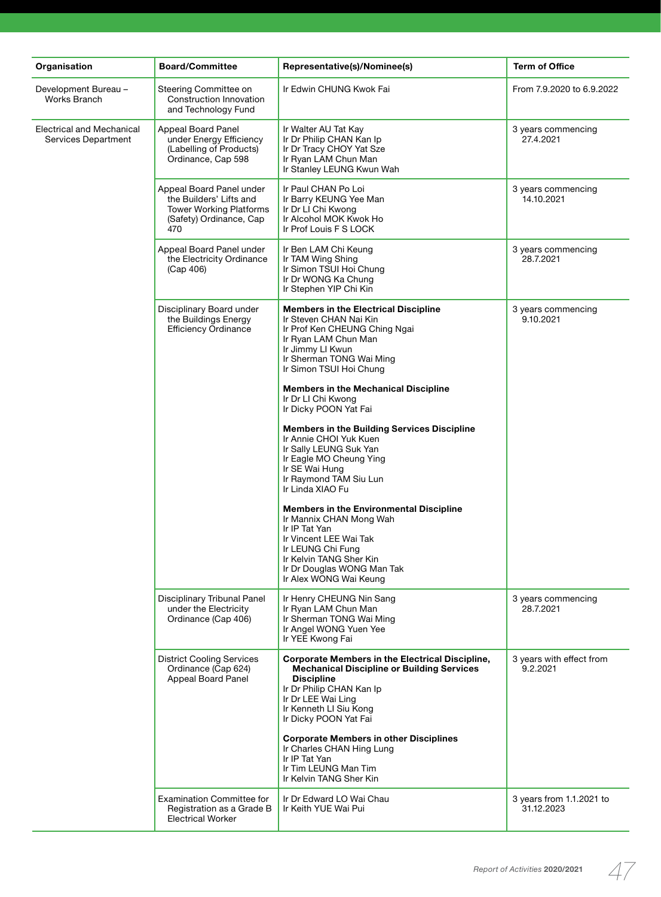| Organisation | Board/Committee | Representative(s)/Nominee(s) | Term of Office |
|---|---|---|---|
| Development Bureau – Works Branch | Steering Committee on Construction Innovation and Technology Fund | Ir Edwin CHUNG Kwok Fai | From 7.9.2020 to 6.9.2022 |
| Electrical and Mechanical Services Department | Appeal Board Panel under Energy Efficiency (Labelling of Products) Ordinance, Cap 598 | Ir Walter AU Tat Kay<br>Ir Dr Philip CHAN Kan Ip<br>Ir Dr Tracy CHOY Yat Sze<br>Ir Ryan LAM Chun Man<br>Ir Stanley LEUNG Kwun Wah | 3 years commencing 27.4.2021 |
| | Appeal Board Panel under the Builders' Lifts and Tower Working Platforms (Safety) Ordinance, Cap 470 | Ir Paul CHAN Po Loi<br>Ir Barry KEUNG Yee Man<br>Ir Dr LI Chi Kwong<br>Ir Alcohol MOK Kwok Ho<br>Ir Prof Louis F S LOCK | 3 years commencing 14.10.2021 |
| | Appeal Board Panel under the Electricity Ordinance (Cap 406) | Ir Ben LAM Chi Keung<br>Ir TAM Wing Shing<br>Ir Simon TSUI Hoi Chung<br>Ir Dr WONG Ka Chung<br>Ir Stephen YIP Chi Kin | 3 years commencing 28.7.2021 |
| | Disciplinary Board under the Buildings Energy Efficiency Ordinance | **Members in the Electrical Discipline**<br>Ir Steven CHAN Nai Kin<br>Ir Prof Ken CHEUNG Ching Ngai<br>Ir Ryan LAM Chun Man<br>Ir Jimmy LI Kwun<br>Ir Sherman TONG Wai Ming<br>Ir Simon TSUI Hoi Chung<br><br>**Members in the Mechanical Discipline**<br>Ir Dr LI Chi Kwong<br>Ir Dicky POON Yat Fai<br><br>**Members in the Building Services Discipline**<br>Ir Annie CHOI Yuk Kuen<br>Ir Sally LEUNG Suk Yan<br>Ir Eagle MO Cheung Ying<br>Ir SE Wai Hung<br>Ir Raymond TAM Siu Lun<br>Ir Linda XIAO Fu<br><br>**Members in the Environmental Discipline**<br>Ir Mannix CHAN Mong Wah<br>Ir IP Tat Yan<br>Ir Vincent LEE Wai Tak<br>Ir LEUNG Chi Fung<br>Ir Kelvin TANG Sher Kin<br>Ir Dr Douglas WONG Man Tak<br>Ir Alex WONG Wai Keung | 3 years commencing 9.10.2021 |
| | Disciplinary Tribunal Panel under the Electricity Ordinance (Cap 406) | Ir Henry CHEUNG Nin Sang<br>Ir Ryan LAM Chun Man<br>Ir Sherman TONG Wai Ming<br>Ir Angel WONG Yuen Yee<br>Ir YEE Kwong Fai | 3 years commencing 28.7.2021 |
| | District Cooling Services Ordinance (Cap 624) Appeal Board Panel | **Corporate Members in the Electrical Discipline, Mechanical Discipline or Building Services Discipline**<br>Ir Dr Philip CHAN Kan Ip<br>Ir Dr LEE Wai Ling<br>Ir Kenneth LI Siu Kong<br>Ir Dicky POON Yat Fai<br><br>**Corporate Members in other Disciplines**<br>Ir Charles CHAN Hing Lung<br>Ir IP Tat Yan<br>Ir Tim LEUNG Man Tim<br>Ir Kelvin TANG Sher Kin | 3 years with effect from 9.2.2021 |
| | Examination Committee for Registration as a Grade B Electrical Worker | Ir Dr Edward LO Wai Chau<br>Ir Keith YUE Wai Pui | 3 years from 1.1.2021 to 31.12.2023 |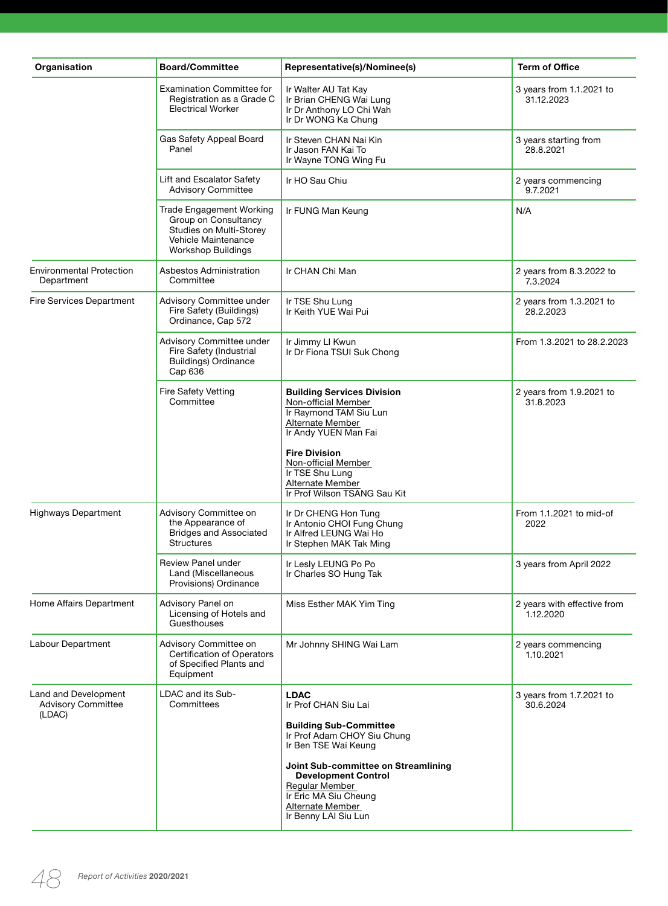| Organisation | Board/Committee | Representative(s)/Nominee(s) | Term of Office |
|---|---|---|---|
| | Examination Committee for Registration as a Grade C Electrical Worker | Ir Walter AU Tat Kay<br>Ir Brian CHENG Wai Lung<br>Ir Dr Anthony LO Chi Wah<br>Ir Dr WONG Ka Chung | 3 years from 1.1.2021 to 31.12.2023 |
| | Gas Safety Appeal Board Panel | Ir Steven CHAN Nai Kin<br>Ir Jason FAN Kai To<br>Ir Wayne TONG Wing Fu | 3 years starting from 28.8.2021 |
| | Lift and Escalator Safety Advisory Committee | Ir HO Sau Chiu | 2 years commencing 9.7.2021 |
| | Trade Engagement Working Group on Consultancy Studies on Multi-Storey Vehicle Maintenance Workshop Buildings | Ir FUNG Man Keung | N/A |
| Environmental Protection Department | Asbestos Administration Committee | Ir CHAN Chi Man | 2 years from 8.3.2022 to 7.3.2024 |
| Fire Services Department | Advisory Committee under Fire Safety (Buildings) Ordinance, Cap 572 | Ir TSE Shu Lung<br>Ir Keith YUE Wai Pui | 2 years from 1.3.2021 to 28.2.2023 |
| | Advisory Committee under Fire Safety (Industrial Buildings) Ordinance Cap 636 | Ir Jimmy LI Kwun<br>Ir Dr Fiona TSUI Suk Chong | From 1.3.2021 to 28.2.2023 |
| | Fire Safety Vetting Committee | **Building Services Division**<br>Non-official Member<br>Ir Raymond TAM Siu Lun<br>Alternate Member<br>Ir Andy YUEN Man Fai<br><br>**Fire Division**<br>Non-official Member<br>Ir TSE Shu Lung<br>Alternate Member<br>Ir Prof Wilson TSANG Sau Kit | 2 years from 1.9.2021 to 31.8.2023 |
| Highways Department | Advisory Committee on the Appearance of Bridges and Associated Structures | Ir Dr CHENG Hon Tung<br>Ir Antonio CHOI Fung Chung<br>Ir Alfred LEUNG Wai Ho<br>Ir Stephen MAK Tak Ming | From 1.1.2021 to mid-of 2022 |
| | Review Panel under Land (Miscellaneous Provisions) Ordinance | Ir Lesly LEUNG Po Po<br>Ir Charles SO Hung Tak | 3 years from April 2022 |
| Home Affairs Department | Advisory Panel on Licensing of Hotels and Guesthouses | Miss Esther MAK Yim Ting | 2 years with effective from 1.12.2020 |
| Labour Department | Advisory Committee on Certification of Operators of Specified Plants and Equipment | Mr Johnny SHING Wai Lam | 2 years commencing 1.10.2021 |
| Land and Development Advisory Committee (LDAC) | LDAC and its Sub-Committees | **LDAC**<br>Ir Prof CHAN Siu Lai<br><br>**Building Sub-Committee**<br>Ir Prof Adam CHOY Siu Chung<br>Ir Ben TSE Wai Keung<br><br>**Joint Sub-committee on Streamlining Development Control**<br>Regular Member<br>Ir Eric MA Siu Cheung<br>Alternate Member<br>Ir Benny LAI Siu Lun | 3 years from 1.7.2021 to 30.6.2024 |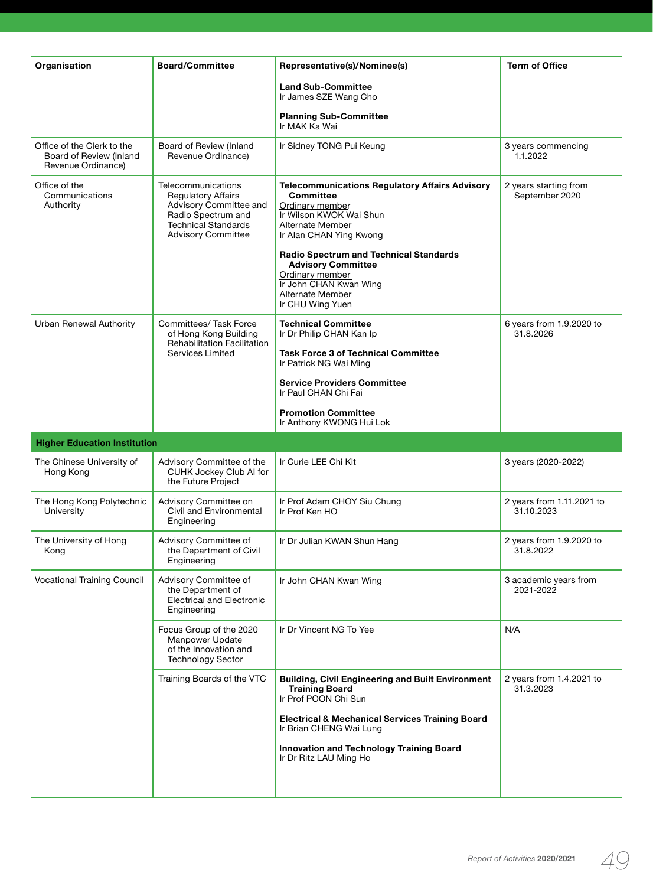| Organisation | Board/Committee | Representative(s)/Nominee(s) | Term of Office |
|---|---|---|---|
| | | **Land Sub-Committee**<br>Ir James SZE Wang Cho<br><br>**Planning Sub-Committee**<br>Ir MAK Ka Wai | |
| Office of the Clerk to the Board of Review (Inland Revenue Ordinance) | Board of Review (Inland Revenue Ordinance) | Ir Sidney TONG Pui Keung | 3 years commencing 1.1.2022 |
| Office of the Communications Authority | Telecommunications Regulatory Affairs Advisory Committee and Radio Spectrum and Technical Standards Advisory Committee | **Telecommunications Regulatory Affairs Advisory Committee**<br>Ordinary member<br>Ir Wilson KWOK Wai Shun<br>Alternate Member<br>Ir Alan CHAN Ying Kwong<br><br>**Radio Spectrum and Technical Standards Advisory Committee**<br>Ordinary member<br>Ir John CHAN Kwan Wing<br>Alternate Member<br>Ir CHU Wing Yuen | 2 years starting from September 2020 |
| Urban Renewal Authority | Committees/ Task Force of Hong Kong Building Rehabilitation Facilitation Services Limited | **Technical Committee**<br>Ir Dr Philip CHAN Kan Ip<br><br>**Task Force 3 of Technical Committee**<br>Ir Patrick NG Wai Ming<br><br>**Service Providers Committee**<br>Ir Paul CHAN Chi Fai<br><br>**Promotion Committee**<br>Ir Anthony KWONG Hui Lok | 6 years from 1.9.2020 to 31.8.2026 |
| **Higher Education Institution** | | | |
| The Chinese University of Hong Kong | Advisory Committee of the CUHK Jockey Club AI for the Future Project | Ir Curie LEE Chi Kit | 3 years (2020-2022) |
| The Hong Kong Polytechnic University | Advisory Committee on Civil and Environmental Engineering | Ir Prof Adam CHOY Siu Chung<br>Ir Prof Ken HO | 2 years from 1.11.2021 to 31.10.2023 |
| The University of Hong Kong | Advisory Committee of the Department of Civil Engineering | Ir Dr Julian KWAN Shun Hang | 2 years from 1.9.2020 to 31.8.2022 |
| Vocational Training Council | Advisory Committee of the Department of Electrical and Electronic Engineering | Ir John CHAN Kwan Wing | 3 academic years from 2021-2022 |
| | Focus Group of the 2020 Manpower Update of the Innovation and Technology Sector | Ir Dr Vincent NG To Yee | N/A |
| | Training Boards of the VTC | **Building, Civil Engineering and Built Environment Training Board**<br>Ir Prof POON Chi Sun<br><br>**Electrical & Mechanical Services Training Board**<br>Ir Brian CHENG Wai Lung<br><br>**Innovation and Technology Training Board**<br>Ir Dr Ritz LAU Ming Ho | 2 years from 1.4.2021 to 31.3.2023 |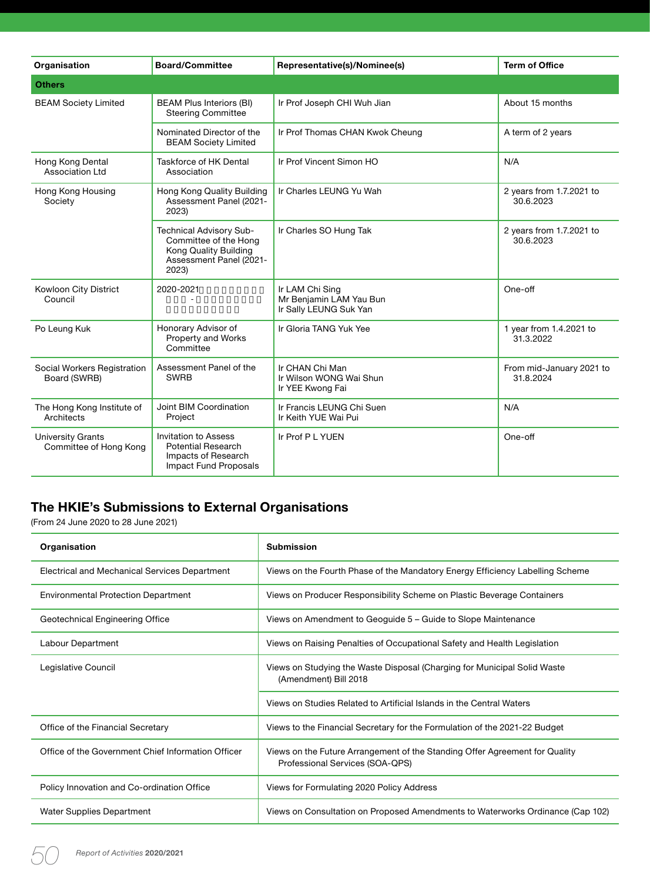| Organisation | Board/Committee | Representative(s)/Nominee(s) | Term of Office |
|---|---|---|---|
| **Others** | | | |
| BEAM Society Limited | BEAM Plus Interiors (BI) Steering Committee | Ir Prof Joseph CHI Wuh Jian | About 15 months |
| | Nominated Director of the BEAM Society Limited | Ir Prof Thomas CHAN Kwok Cheung | A term of 2 years |
| Hong Kong Dental Association Ltd | Taskforce of HK Dental Association | Ir Prof Vincent Simon HO | N/A |
| Hong Kong Housing Society | Hong Kong Quality Building Assessment Panel (2021-2023) | Ir Charles LEUNG Yu Wah | 2 years from 1.7.2021 to 30.6.2023 |
| | Technical Advisory Sub-Committee of the Hong Kong Quality Building Assessment Panel (2021-2023) | Ir Charles SO Hung Tak | 2 years from 1.7.2021 to 30.6.2023 |
| Kowloon City District Council | 2020-2021 - | Ir LAM Chi Sing<br>Mr Benjamin LAM Yau Bun<br>Ir Sally LEUNG Suk Yan | One-off |
| Po Leung Kuk | Honorary Advisor of Property and Works Committee | Ir Gloria TANG Yuk Yee | 1 year from 1.4.2021 to 31.3.2022 |
| Social Workers Registration Board (SWRB) | Assessment Panel of the SWRB | Ir CHAN Chi Man<br>Ir Wilson WONG Wai Shun<br>Ir YEE Kwong Fai | From mid-January 2021 to 31.8.2024 |
| The Hong Kong Institute of Architects | Joint BIM Coordination Project | Ir Francis LEUNG Chi Suen<br>Ir Keith YUE Wai Pui | N/A |
| University Grants Committee of Hong Kong | Invitation to Assess Potential Research Impacts of Research Impact Fund Proposals | Ir Prof P L YUEN | One-off |

## The HKIE's Submissions to External Organisations

(From 24 June 2020 to 28 June 2021)

| Organisation | Submission |
|---|---|
| Electrical and Mechanical Services Department | Views on the Fourth Phase of the Mandatory Energy Efficiency Labelling Scheme |
| Environmental Protection Department | Views on Producer Responsibility Scheme on Plastic Beverage Containers |
| Geotechnical Engineering Office | Views on Amendment to Geoguide 5 – Guide to Slope Maintenance |
| Labour Department | Views on Raising Penalties of Occupational Safety and Health Legislation |
| Legislative Council | Views on Studying the Waste Disposal (Charging for Municipal Solid Waste (Amendment) Bill 2018 |
| | Views on Studies Related to Artificial Islands in the Central Waters |
| Office of the Financial Secretary | Views to the Financial Secretary for the Formulation of the 2021-22 Budget |
| Office of the Government Chief Information Officer | Views on the Future Arrangement of the Standing Offer Agreement for Quality Professional Services (SOA-QPS) |
| Policy Innovation and Co-ordination Office | Views for Formulating 2020 Policy Address |
| Water Supplies Department | Views on Consultation on Proposed Amendments to Waterworks Ordinance (Cap 102) |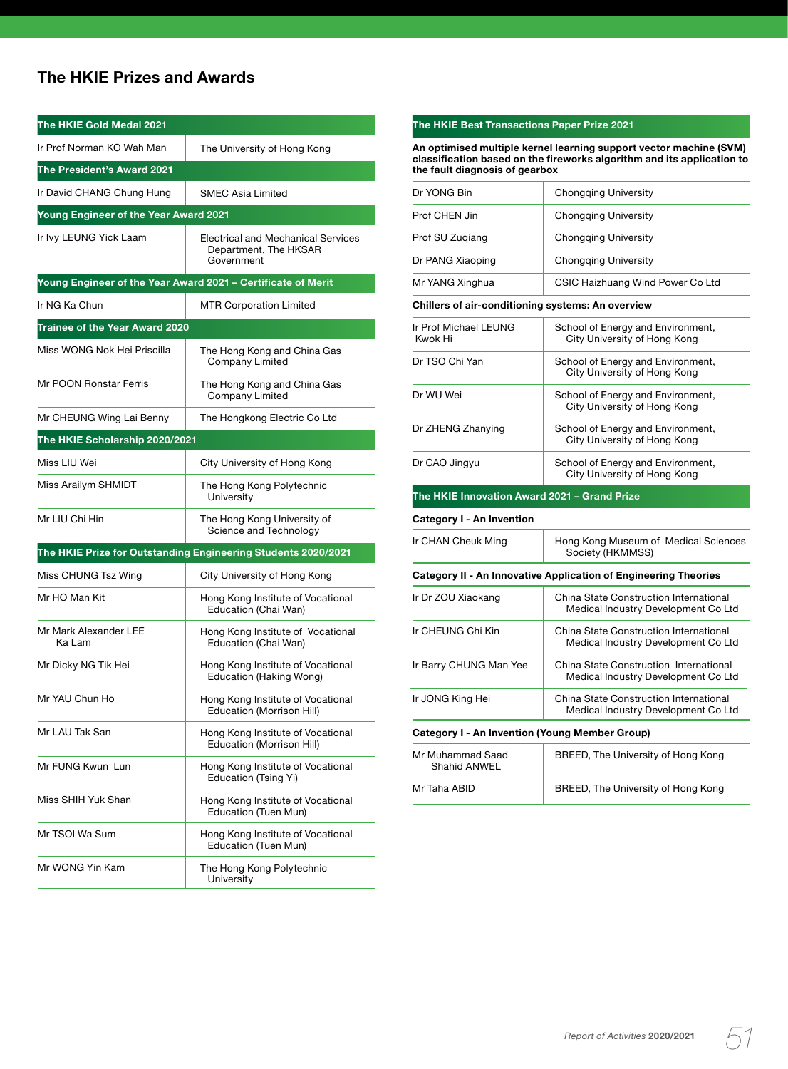# The HKIE Prizes and Awards

| The HKIE Gold Medal 2021 | |
|---|---|
| Ir Prof Norman KO Wah Man | The University of Hong Kong |
| **The President's Award 2021** | |
| Ir David CHANG Chung Hung | SMEC Asia Limited |
| **Young Engineer of the Year Award 2021** | |
| Ir Ivy LEUNG Yick Laam | Electrical and Mechanical Services Department, The HKSAR Government |
| **Young Engineer of the Year Award 2021 – Certificate of Merit** | |
| Ir NG Ka Chun | MTR Corporation Limited |
| **Trainee of the Year Award 2020** | |
| Miss WONG Nok Hei Priscilla | The Hong Kong and China Gas Company Limited |
| Mr POON Ronstar Ferris | The Hong Kong and China Gas Company Limited |
| Mr CHEUNG Wing Lai Benny | The Hongkong Electric Co Ltd |
| **The HKIE Scholarship 2020/2021** | |
| Miss LIU Wei | City University of Hong Kong |
| Miss Arailym SHMIDT | The Hong Kong Polytechnic University |
| Mr LIU Chi Hin | The Hong Kong University of Science and Technology |
| **The HKIE Prize for Outstanding Engineering Students 2020/2021** | |
| Miss CHUNG Tsz Wing | City University of Hong Kong |
| Mr HO Man Kit | Hong Kong Institute of Vocational Education (Chai Wan) |
| Mr Mark Alexander LEE Ka Lam | Hong Kong Institute of Vocational Education (Chai Wan) |
| Mr Dicky NG Tik Hei | Hong Kong Institute of Vocational Education (Haking Wong) |
| Mr YAU Chun Ho | Hong Kong Institute of Vocational Education (Morrison Hill) |
| Mr LAU Tak San | Hong Kong Institute of Vocational Education (Morrison Hill) |
| Mr FUNG Kwun Lun | Hong Kong Institute of Vocational Education (Tsing Yi) |
| Miss SHIH Yuk Shan | Hong Kong Institute of Vocational Education (Tuen Mun) |
| Mr TSOI Wa Sum | Hong Kong Institute of Vocational Education (Tuen Mun) |
| Mr WONG Yin Kam | The Hong Kong Polytechnic University |

| The HKIE Best Transactions Paper Prize 2021 | |
|---|---|
| **An optimised multiple kernel learning support vector machine (SVM) classification based on the fireworks algorithm and its application to the fault diagnosis of gearbox** | |
| Dr YONG Bin | Chongqing University |
| Prof CHEN Jin | Chongqing University |
| Prof SU Zuqiang | Chongqing University |
| Dr PANG Xiaoping | Chongqing University |
| Mr YANG Xinghua | CSIC Haizhuang Wind Power Co Ltd |
| **Chillers of air-conditioning systems: An overview** | |
| Ir Prof Michael LEUNG Kwok Hi | School of Energy and Environment, City University of Hong Kong |
| Dr TSO Chi Yan | School of Energy and Environment, City University of Hong Kong |
| Dr WU Wei | School of Energy and Environment, City University of Hong Kong |
| Dr ZHENG Zhanying | School of Energy and Environment, City University of Hong Kong |
| Dr CAO Jingyu | School of Energy and Environment, City University of Hong Kong |
| **The HKIE Innovation Award 2021 – Grand Prize** | |
| **Category I - An Invention** | |
| Ir CHAN Cheuk Ming | Hong Kong Museum of Medical Sciences Society (HKMMSS) |
| **Category II - An Innovative Application of Engineering Theories** | |
| Ir Dr ZOU Xiaokang | China State Construction International Medical Industry Development Co Ltd |
| Ir CHEUNG Chi Kin | China State Construction International Medical Industry Development Co Ltd |
| Ir Barry CHUNG Man Yee | China State Construction International Medical Industry Development Co Ltd |
| Ir JONG King Hei | China State Construction International Medical Industry Development Co Ltd |
| **Category I - An Invention (Young Member Group)** | |
| Mr Muhammad Saad Shahid ANWEL | BREED, The University of Hong Kong |
| Mr Taha ABID | BREED, The University of Hong Kong |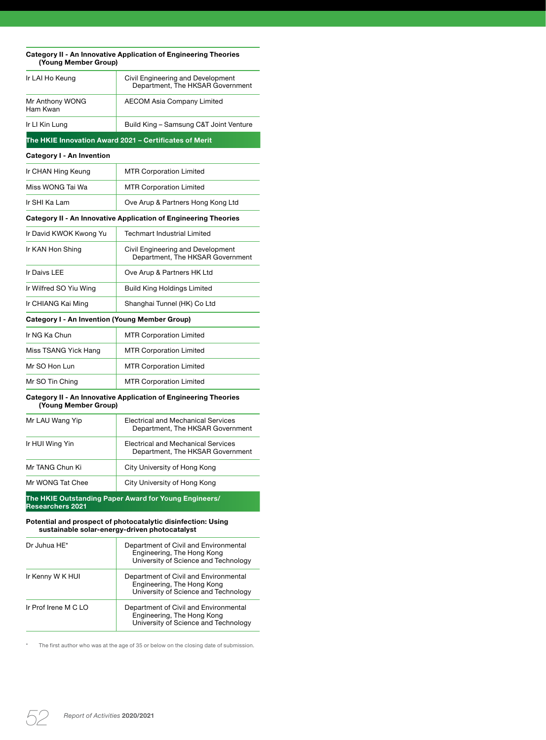| Category II - An Innovative Application of Engineering Theories (Young Member Group) | |
|---|---|
| Ir LAI Ho Keung | Civil Engineering and Development Department, The HKSAR Government |
| Mr Anthony WONG Ham Kwan | AECOM Asia Company Limited |
| Ir LI Kin Lung | Build King – Samsung C&T Joint Venture |

## The HKIE Innovation Award 2021 – Certificates of Merit

| Category I - An Invention | |
|---|---|
| Ir CHAN Hing Keung | MTR Corporation Limited |
| Miss WONG Tai Wa | MTR Corporation Limited |
| Ir SHI Ka Lam | Ove Arup & Partners Hong Kong Ltd |

| Category II - An Innovative Application of Engineering Theories | |
|---|---|
| Ir David KWOK Kwong Yu | Techmart Industrial Limited |
| Ir KAN Hon Shing | Civil Engineering and Development Department, The HKSAR Government |
| Ir Daivs LEE | Ove Arup & Partners HK Ltd |
| Ir Wilfred SO Yiu Wing | Build King Holdings Limited |
| Ir CHIANG Kai Ming | Shanghai Tunnel (HK) Co Ltd |

| Category I - An Invention (Young Member Group) | |
|---|---|
| Ir NG Ka Chun | MTR Corporation Limited |
| Miss TSANG Yick Hang | MTR Corporation Limited |
| Mr SO Hon Lun | MTR Corporation Limited |
| Mr SO Tin Ching | MTR Corporation Limited |

| Category II - An Innovative Application of Engineering Theories (Young Member Group) | |
|---|---|
| Mr LAU Wang Yip | Electrical and Mechanical Services Department, The HKSAR Government |
| Ir HUI Wing Yin | Electrical and Mechanical Services Department, The HKSAR Government |
| Mr TANG Chun Ki | City University of Hong Kong |
| Mr WONG Tat Chee | City University of Hong Kong |

## The HKIE Outstanding Paper Award for Young Engineers/ Researchers 2021

| Potential and prospect of photocatalytic disinfection: Using sustainable solar-energy-driven photocatalyst | |
|---|---|
| Dr Juhua HE* | Department of Civil and Environmental Engineering, The Hong Kong University of Science and Technology |
| Ir Kenny W K HUI | Department of Civil and Environmental Engineering, The Hong Kong University of Science and Technology |
| Ir Prof Irene M C LO | Department of Civil and Environmental Engineering, The Hong Kong University of Science and Technology |

\* The first author who was at the age of 35 or below on the closing date of submission.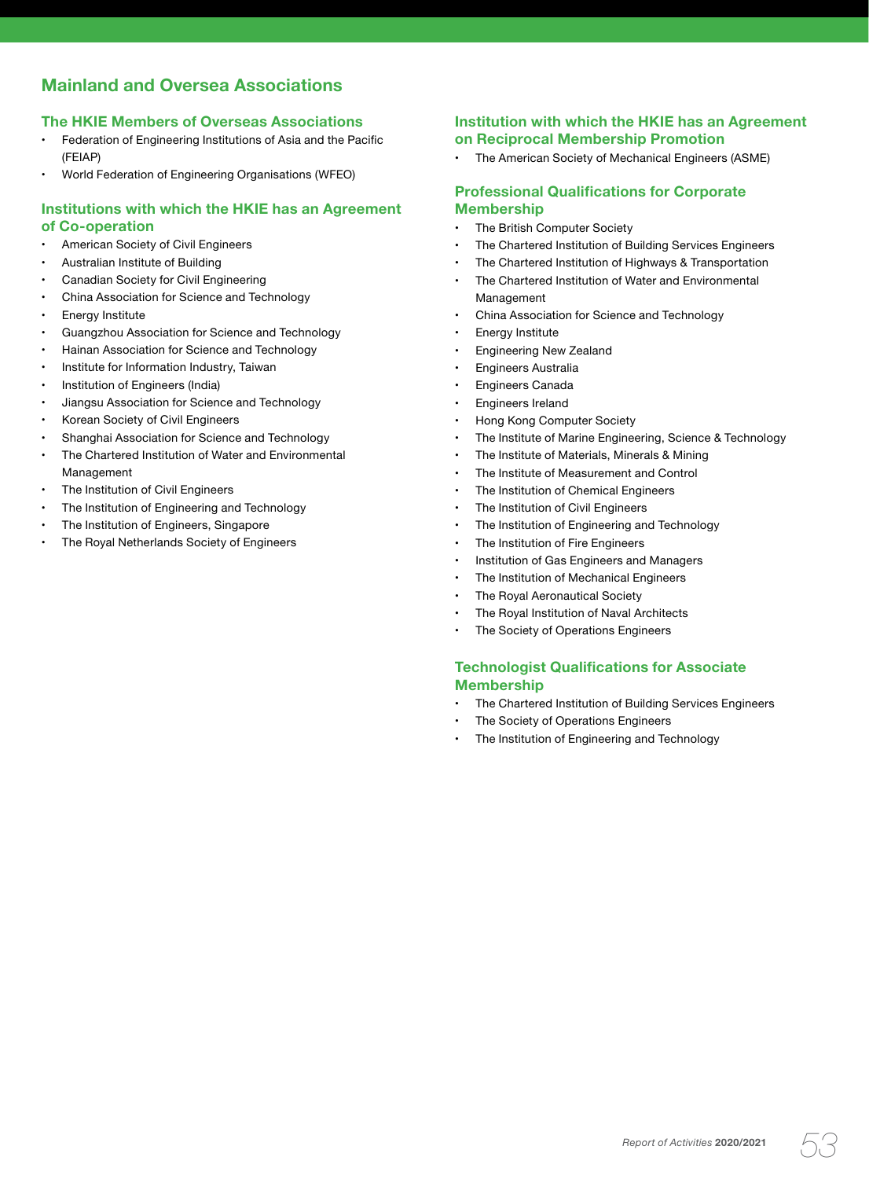## Mainland and Oversea Associations

### The HKIE Members of Overseas Associations

- Federation of Engineering Institutions of Asia and the Pacific (FEIAP)
- World Federation of Engineering Organisations (WFEO)

### Institutions with which the HKIE has an Agreement of Co-operation

- American Society of Civil Engineers
- Australian Institute of Building
- Canadian Society for Civil Engineering
- China Association for Science and Technology
- Energy Institute
- Guangzhou Association for Science and Technology
- Hainan Association for Science and Technology
- Institute for Information Industry, Taiwan
- Institution of Engineers (India)
- Jiangsu Association for Science and Technology
- Korean Society of Civil Engineers
- Shanghai Association for Science and Technology
- The Chartered Institution of Water and Environmental Management
- The Institution of Civil Engineers
- The Institution of Engineering and Technology
- The Institution of Engineers, Singapore
- The Royal Netherlands Society of Engineers

### Institution with which the HKIE has an Agreement on Reciprocal Membership Promotion

- The American Society of Mechanical Engineers (ASME)

### Professional Qualifications for Corporate Membership

- The British Computer Society
- The Chartered Institution of Building Services Engineers
- The Chartered Institution of Highways & Transportation
- The Chartered Institution of Water and Environmental Management
- China Association for Science and Technology
- Energy Institute
- Engineering New Zealand
- Engineers Australia
- Engineers Canada
- Engineers Ireland
- Hong Kong Computer Society
- The Institute of Marine Engineering, Science & Technology
- The Institute of Materials, Minerals & Mining
- The Institute of Measurement and Control
- The Institution of Chemical Engineers
- The Institution of Civil Engineers
- The Institution of Engineering and Technology
- The Institution of Fire Engineers
- Institution of Gas Engineers and Managers
- The Institution of Mechanical Engineers
- The Royal Aeronautical Society
- The Royal Institution of Naval Architects
- The Society of Operations Engineers

### Technologist Qualifications for Associate Membership

- The Chartered Institution of Building Services Engineers
- The Society of Operations Engineers
- The Institution of Engineering and Technology